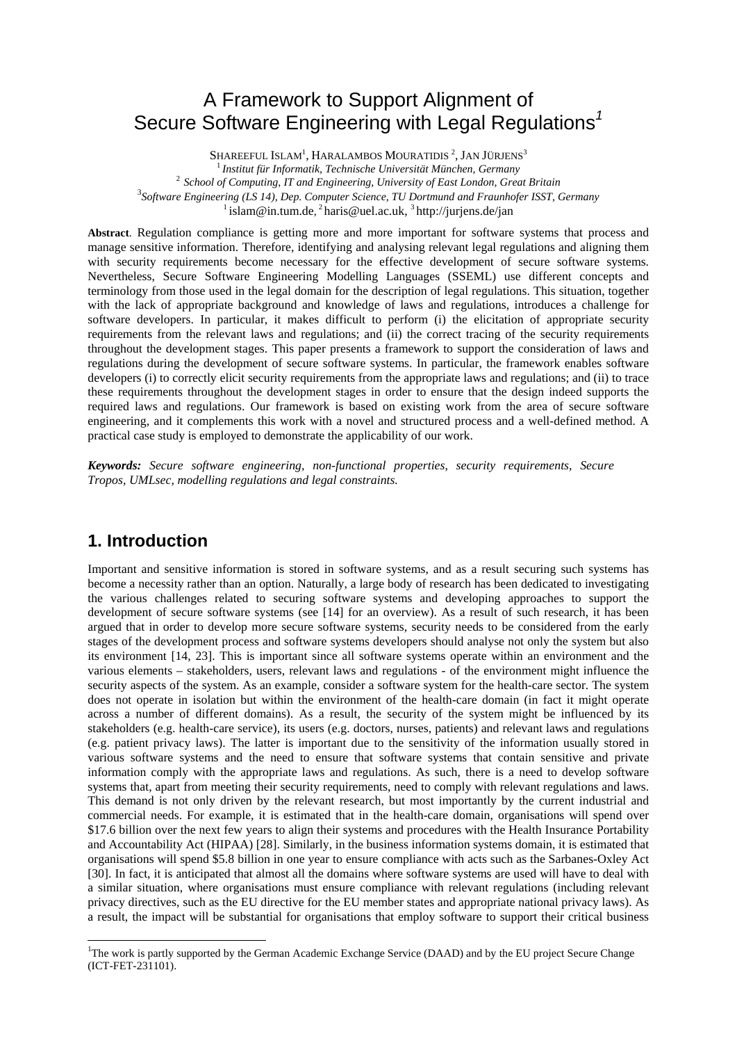# A Framework to Support Alignment of Secure Software Engineering with Legal Regulations[1]

SHAREEFUL ISLAM[1], HARALAMBOS MOURATIDIS[2], JAN JÜRJENS[3]

[1] *Institut für Informatik, Technische Universität München, Germany*

[2] *School of Computing, IT and Engineering, University of East London, Great Britain*

[3] *Software Engineering (LS 14), Dep. Computer Science, TU Dortmund and Fraunhofer ISST, Germany*

[1] islam@in.tum.de, [2] haris@uel.ac.uk, [3] http://jurjens.de/jan

**Abstract**. Regulation compliance is getting more and more important for software systems that process and manage sensitive information. Therefore, identifying and analysing relevant legal regulations and aligning them with security requirements become necessary for the effective development of secure software systems. Nevertheless, Secure Software Engineering Modelling Languages (SSEML) use different concepts and terminology from those used in the legal domain for the description of legal regulations. This situation, together with the lack of appropriate background and knowledge of laws and regulations, introduces a challenge for software developers. In particular, it makes difficult to perform (i) the elicitation of appropriate security requirements from the relevant laws and regulations; and (ii) the correct tracing of the security requirements throughout the development stages. This paper presents a framework to support the consideration of laws and regulations during the development of secure software systems. In particular, the framework enables software developers (i) to correctly elicit security requirements from the appropriate laws and regulations; and (ii) to trace these requirements throughout the development stages in order to ensure that the design indeed supports the required laws and regulations. Our framework is based on existing work from the area of secure software engineering, and it complements this work with a novel and structured process and a well-defined method. A practical case study is employed to demonstrate the applicability of our work.

***Keywords:*** *Secure software engineering, non-functional properties, security requirements, Secure Tropos, UMLsec, modelling regulations and legal constraints.*

## 1. Introduction

Important and sensitive information is stored in software systems, and as a result securing such systems has become a necessity rather than an option. Naturally, a large body of research has been dedicated to investigating the various challenges related to securing software systems and developing approaches to support the development of secure software systems (see [14] for an overview). As a result of such research, it has been argued that in order to develop more secure software systems, security needs to be considered from the early stages of the development process and software systems developers should analyse not only the system but also its environment [14, 23]. This is important since all software systems operate within an environment and the various elements – stakeholders, users, relevant laws and regulations - of the environment might influence the security aspects of the system. As an example, consider a software system for the health-care sector. The system does not operate in isolation but within the environment of the health-care domain (in fact it might operate across a number of different domains). As a result, the security of the system might be influenced by its stakeholders (e.g. health-care service), its users (e.g. doctors, nurses, patients) and relevant laws and regulations (e.g. patient privacy laws). The latter is important due to the sensitivity of the information usually stored in various software systems and the need to ensure that software systems that contain sensitive and private information comply with the appropriate laws and regulations. As such, there is a need to develop software systems that, apart from meeting their security requirements, need to comply with relevant regulations and laws. This demand is not only driven by the relevant research, but most importantly by the current industrial and commercial needs. For example, it is estimated that in the health-care domain, organisations will spend over \$17.6 billion over the next few years to align their systems and procedures with the Health Insurance Portability and Accountability Act (HIPAA) [28]. Similarly, in the business information systems domain, it is estimated that organisations will spend \$5.8 billion in one year to ensure compliance with acts such as the Sarbanes-Oxley Act [30]. In fact, it is anticipated that almost all the domains where software systems are used will have to deal with a similar situation, where organisations must ensure compliance with relevant regulations (including relevant privacy directives, such as the EU directive for the EU member states and appropriate national privacy laws). As a result, the impact will be substantial for organisations that employ software to support their critical business

[1] The work is partly supported by the German Academic Exchange Service (DAAD) and by the EU project Secure Change (ICT-FET-231101).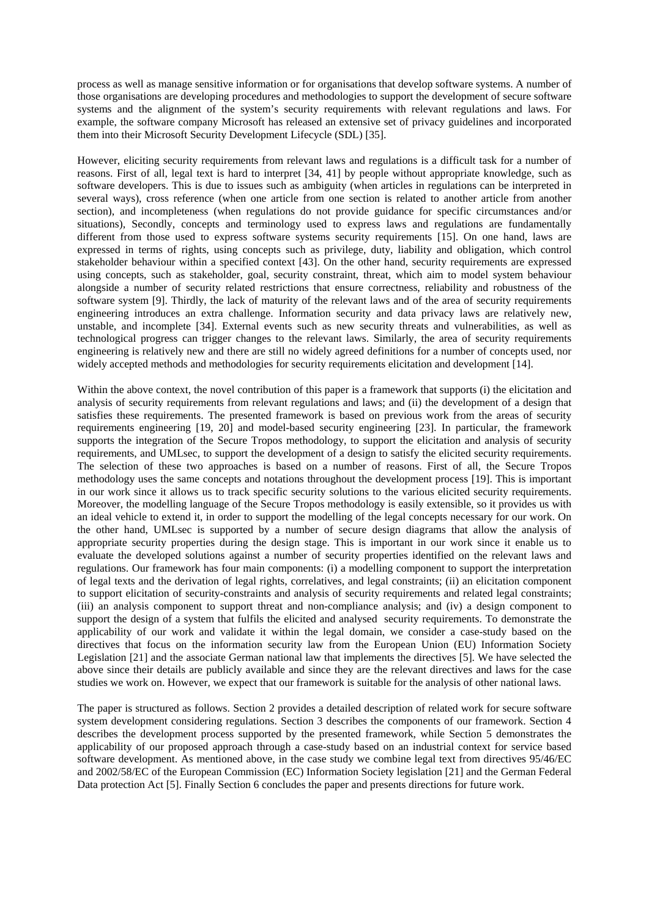process as well as manage sensitive information or for organisations that develop software systems. A number of those organisations are developing procedures and methodologies to support the development of secure software systems and the alignment of the system's security requirements with relevant regulations and laws. For example, the software company Microsoft has released an extensive set of privacy guidelines and incorporated them into their Microsoft Security Development Lifecycle (SDL) [35].

However, eliciting security requirements from relevant laws and regulations is a difficult task for a number of reasons. First of all, legal text is hard to interpret [34, 41] by people without appropriate knowledge, such as software developers. This is due to issues such as ambiguity (when articles in regulations can be interpreted in several ways), cross reference (when one article from one section is related to another article from another section), and incompleteness (when regulations do not provide guidance for specific circumstances and/or situations), Secondly, concepts and terminology used to express laws and regulations are fundamentally different from those used to express software systems security requirements [15]. On one hand, laws are expressed in terms of rights, using concepts such as privilege, duty, liability and obligation, which control stakeholder behaviour within a specified context [43]. On the other hand, security requirements are expressed using concepts, such as stakeholder, goal, security constraint, threat, which aim to model system behaviour alongside a number of security related restrictions that ensure correctness, reliability and robustness of the software system [9]. Thirdly, the lack of maturity of the relevant laws and of the area of security requirements engineering introduces an extra challenge. Information security and data privacy laws are relatively new, unstable, and incomplete [34]. External events such as new security threats and vulnerabilities, as well as technological progress can trigger changes to the relevant laws. Similarly, the area of security requirements engineering is relatively new and there are still no widely agreed definitions for a number of concepts used, nor widely accepted methods and methodologies for security requirements elicitation and development [14].

Within the above context, the novel contribution of this paper is a framework that supports (i) the elicitation and analysis of security requirements from relevant regulations and laws; and (ii) the development of a design that satisfies these requirements. The presented framework is based on previous work from the areas of security requirements engineering [19, 20] and model-based security engineering [23]. In particular, the framework supports the integration of the Secure Tropos methodology, to support the elicitation and analysis of security requirements, and UMLsec, to support the development of a design to satisfy the elicited security requirements. The selection of these two approaches is based on a number of reasons. First of all, the Secure Tropos methodology uses the same concepts and notations throughout the development process [19]. This is important in our work since it allows us to track specific security solutions to the various elicited security requirements. Moreover, the modelling language of the Secure Tropos methodology is easily extensible, so it provides us with an ideal vehicle to extend it, in order to support the modelling of the legal concepts necessary for our work. On the other hand, UMLsec is supported by a number of secure design diagrams that allow the analysis of appropriate security properties during the design stage. This is important in our work since it enable us to evaluate the developed solutions against a number of security properties identified on the relevant laws and regulations. Our framework has four main components: (i) a modelling component to support the interpretation of legal texts and the derivation of legal rights, correlatives, and legal constraints; (ii) an elicitation component to support elicitation of security-constraints and analysis of security requirements and related legal constraints; (iii) an analysis component to support threat and non-compliance analysis; and (iv) a design component to support the design of a system that fulfils the elicited and analysed security requirements. To demonstrate the applicability of our work and validate it within the legal domain, we consider a case-study based on the directives that focus on the information security law from the European Union (EU) Information Society Legislation [21] and the associate German national law that implements the directives [5]. We have selected the above since their details are publicly available and since they are the relevant directives and laws for the case studies we work on. However, we expect that our framework is suitable for the analysis of other national laws.

The paper is structured as follows. Section 2 provides a detailed description of related work for secure software system development considering regulations. Section 3 describes the components of our framework. Section 4 describes the development process supported by the presented framework, while Section 5 demonstrates the applicability of our proposed approach through a case-study based on an industrial context for service based software development. As mentioned above, in the case study we combine legal text from directives 95/46/EC and 2002/58/EC of the European Commission (EC) Information Society legislation [21] and the German Federal Data protection Act [5]. Finally Section 6 concludes the paper and presents directions for future work.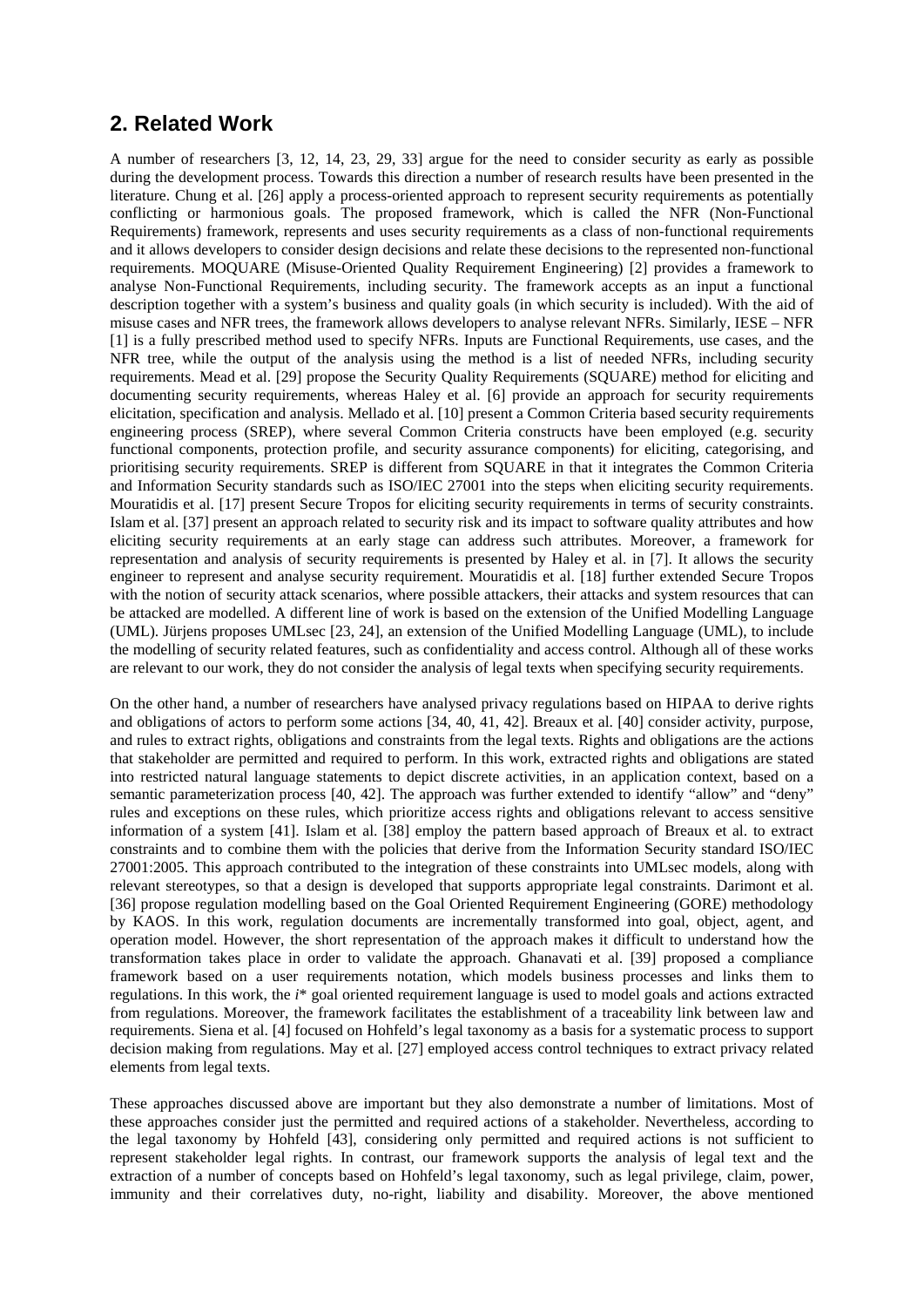## 2. Related Work

A number of researchers [3, 12, 14, 23, 29, 33] argue for the need to consider security as early as possible during the development process. Towards this direction a number of research results have been presented in the literature. Chung et al. [26] apply a process-oriented approach to represent security requirements as potentially conflicting or harmonious goals. The proposed framework, which is called the NFR (Non-Functional Requirements) framework, represents and uses security requirements as a class of non-functional requirements and it allows developers to consider design decisions and relate these decisions to the represented non-functional requirements. MOQUARE (Misuse-Oriented Quality Requirement Engineering) [2] provides a framework to analyse Non-Functional Requirements, including security. The framework accepts as an input a functional description together with a system's business and quality goals (in which security is included). With the aid of misuse cases and NFR trees, the framework allows developers to analyse relevant NFRs. Similarly, IESE – NFR [1] is a fully prescribed method used to specify NFRs. Inputs are Functional Requirements, use cases, and the NFR tree, while the output of the analysis using the method is a list of needed NFRs, including security requirements. Mead et al. [29] propose the Security Quality Requirements (SQUARE) method for eliciting and documenting security requirements, whereas Haley et al. [6] provide an approach for security requirements elicitation, specification and analysis. Mellado et al. [10] present a Common Criteria based security requirements engineering process (SREP), where several Common Criteria constructs have been employed (e.g. security functional components, protection profile, and security assurance components) for eliciting, categorising, and prioritising security requirements. SREP is different from SQUARE in that it integrates the Common Criteria and Information Security standards such as ISO/IEC 27001 into the steps when eliciting security requirements. Mouratidis et al. [17] present Secure Tropos for eliciting security requirements in terms of security constraints. Islam et al. [37] present an approach related to security risk and its impact to software quality attributes and how eliciting security requirements at an early stage can address such attributes. Moreover, a framework for representation and analysis of security requirements is presented by Haley et al. in [7]. It allows the security engineer to represent and analyse security requirement. Mouratidis et al. [18] further extended Secure Tropos with the notion of security attack scenarios, where possible attackers, their attacks and system resources that can be attacked are modelled. A different line of work is based on the extension of the Unified Modelling Language (UML). Jürjens proposes UMLsec [23, 24], an extension of the Unified Modelling Language (UML), to include the modelling of security related features, such as confidentiality and access control. Although all of these works are relevant to our work, they do not consider the analysis of legal texts when specifying security requirements.

On the other hand, a number of researchers have analysed privacy regulations based on HIPAA to derive rights and obligations of actors to perform some actions [34, 40, 41, 42]. Breaux et al. [40] consider activity, purpose, and rules to extract rights, obligations and constraints from the legal texts. Rights and obligations are the actions that stakeholder are permitted and required to perform. In this work, extracted rights and obligations are stated into restricted natural language statements to depict discrete activities, in an application context, based on a semantic parameterization process [40, 42]. The approach was further extended to identify "allow" and "deny" rules and exceptions on these rules, which prioritize access rights and obligations relevant to access sensitive information of a system [41]. Islam et al. [38] employ the pattern based approach of Breaux et al. to extract constraints and to combine them with the policies that derive from the Information Security standard ISO/IEC 27001:2005. This approach contributed to the integration of these constraints into UMLsec models, along with relevant stereotypes, so that a design is developed that supports appropriate legal constraints. Darimont et al. [36] propose regulation modelling based on the Goal Oriented Requirement Engineering (GORE) methodology by KAOS. In this work, regulation documents are incrementally transformed into goal, object, agent, and operation model. However, the short representation of the approach makes it difficult to understand how the transformation takes place in order to validate the approach. Ghanavati et al. [39] proposed a compliance framework based on a user requirements notation, which models business processes and links them to regulations. In this work, the *i\** goal oriented requirement language is used to model goals and actions extracted from regulations. Moreover, the framework facilitates the establishment of a traceability link between law and requirements. Siena et al. [4] focused on Hohfeld's legal taxonomy as a basis for a systematic process to support decision making from regulations. May et al. [27] employed access control techniques to extract privacy related elements from legal texts.

These approaches discussed above are important but they also demonstrate a number of limitations. Most of these approaches consider just the permitted and required actions of a stakeholder. Nevertheless, according to the legal taxonomy by Hohfeld [43], considering only permitted and required actions is not sufficient to represent stakeholder legal rights. In contrast, our framework supports the analysis of legal text and the extraction of a number of concepts based on Hohfeld's legal taxonomy, such as legal privilege, claim, power, immunity and their correlatives duty, no-right, liability and disability. Moreover, the above mentioned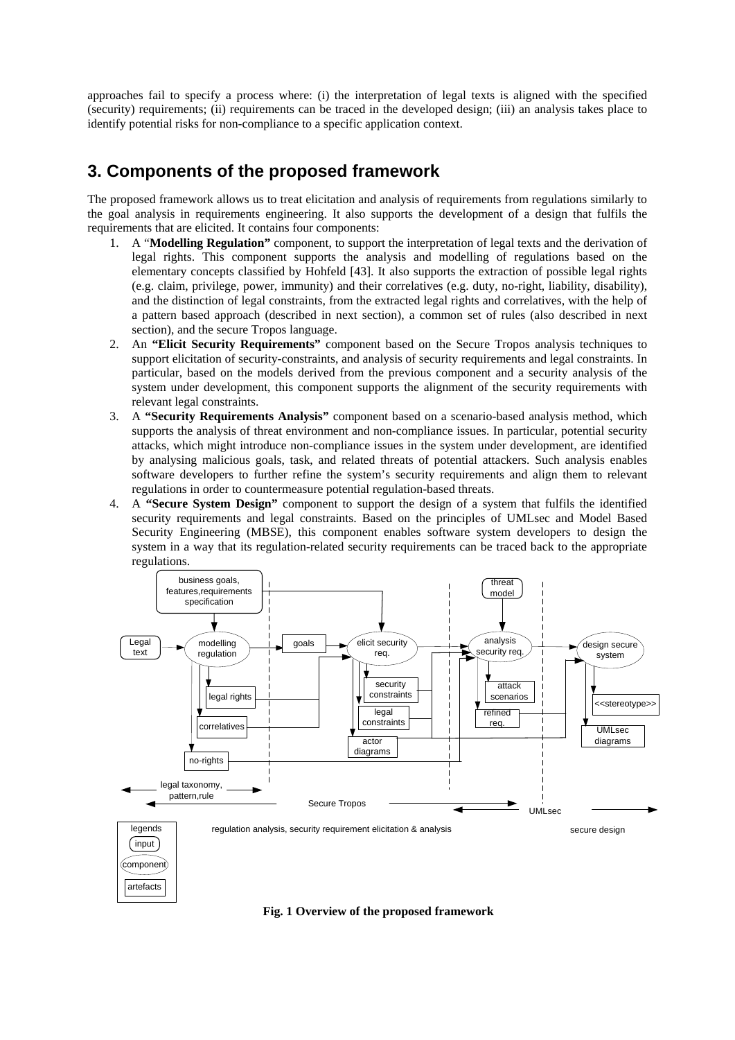approaches fail to specify a process where: (i) the interpretation of legal texts is aligned with the specified (security) requirements; (ii) requirements can be traced in the developed design; (iii) an analysis takes place to identify potential risks for non-compliance to a specific application context.

## 3. Components of the proposed framework

The proposed framework allows us to treat elicitation and analysis of requirements from regulations similarly to the goal analysis in requirements engineering. It also supports the development of a design that fulfils the requirements that are elicited. It contains four components:

1. A "**Modelling Regulation"** component, to support the interpretation of legal texts and the derivation of legal rights. This component supports the analysis and modelling of regulations based on the elementary concepts classified by Hohfeld [43]. It also supports the extraction of possible legal rights (e.g. claim, privilege, power, immunity) and their correlatives (e.g. duty, no-right, liability, disability), and the distinction of legal constraints, from the extracted legal rights and correlatives, with the help of a pattern based approach (described in next section), a common set of rules (also described in next section), and the secure Tropos language.
2. An **"Elicit Security Requirements"** component based on the Secure Tropos analysis techniques to support elicitation of security-constraints, and analysis of security requirements and legal constraints. In particular, based on the models derived from the previous component and a security analysis of the system under development, this component supports the alignment of the security requirements with relevant legal constraints.
3. A **"Security Requirements Analysis"** component based on a scenario-based analysis method, which supports the analysis of threat environment and non-compliance issues. In particular, potential security attacks, which might introduce non-compliance issues in the system under development, are identified by analysing malicious goals, task, and related threats of potential attackers. Such analysis enables software developers to further refine the system's security requirements and align them to relevant regulations in order to countermeasure potential regulation-based threats.
4. A **"Secure System Design"** component to support the design of a system that fulfils the identified security requirements and legal constraints. Based on the principles of UMLsec and Model Based Security Engineering (MBSE), this component enables software system developers to design the system in a way that its regulation-related security requirements can be traced back to the appropriate regulations.

**Fig. 1 Overview of the proposed framework**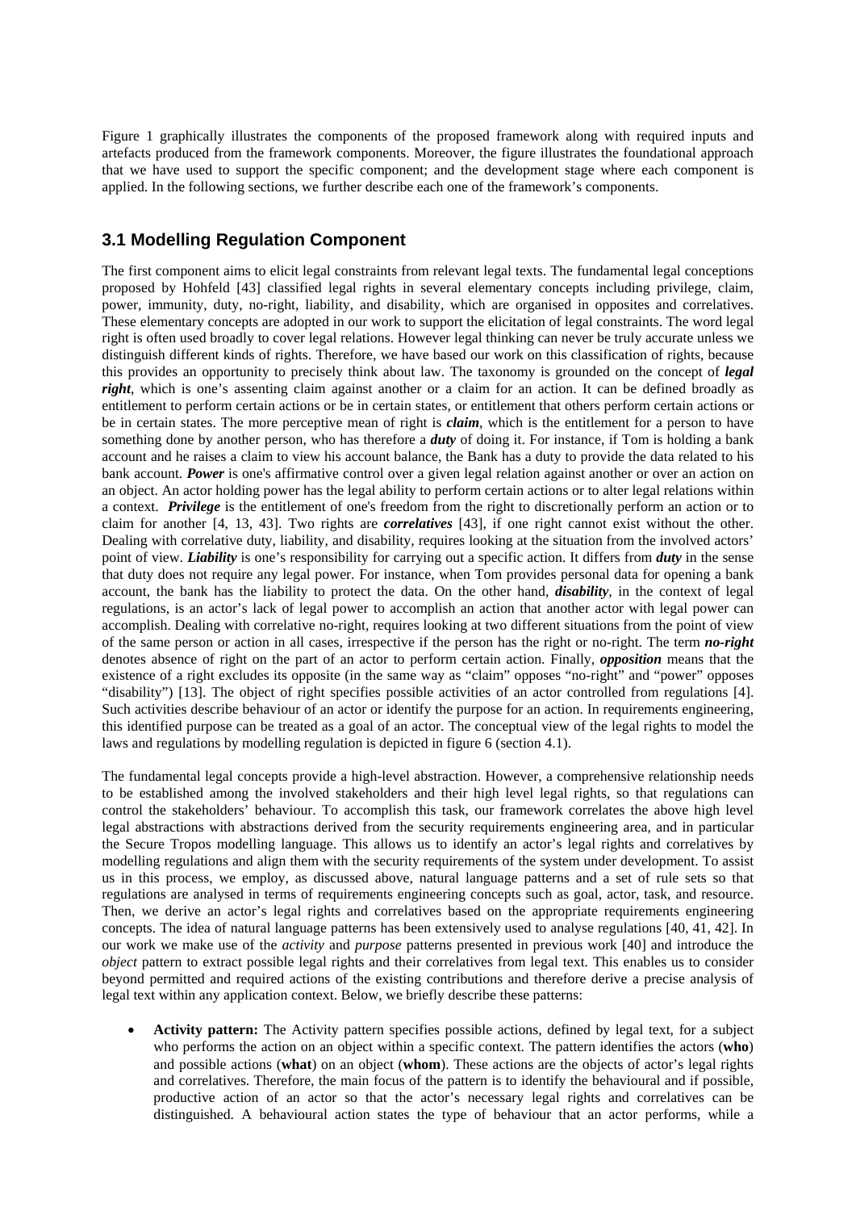Figure 1 graphically illustrates the components of the proposed framework along with required inputs and artefacts produced from the framework components. Moreover, the figure illustrates the foundational approach that we have used to support the specific component; and the development stage where each component is applied. In the following sections, we further describe each one of the framework's components.

### 3.1 Modelling Regulation Component

The first component aims to elicit legal constraints from relevant legal texts. The fundamental legal conceptions proposed by Hohfeld [43] classified legal rights in several elementary concepts including privilege, claim, power, immunity, duty, no-right, liability, and disability, which are organised in opposites and correlatives. These elementary concepts are adopted in our work to support the elicitation of legal constraints. The word legal right is often used broadly to cover legal relations. However legal thinking can never be truly accurate unless we distinguish different kinds of rights. Therefore, we have based our work on this classification of rights, because this provides an opportunity to precisely think about law. The taxonomy is grounded on the concept of ***legal right***, which is one's assenting claim against another or a claim for an action. It can be defined broadly as entitlement to perform certain actions or be in certain states, or entitlement that others perform certain actions or be in certain states. The more perceptive mean of right is ***claim***, which is the entitlement for a person to have something done by another person, who has therefore a ***duty*** of doing it. For instance, if Tom is holding a bank account and he raises a claim to view his account balance, the Bank has a duty to provide the data related to his bank account. ***Power*** is one's affirmative control over a given legal relation against another or over an action on an object. An actor holding power has the legal ability to perform certain actions or to alter legal relations within a context. ***Privilege*** is the entitlement of one's freedom from the right to discretionally perform an action or to claim for another [4, 13, 43]. Two rights are ***correlatives*** [43], if one right cannot exist without the other. Dealing with correlative duty, liability, and disability, requires looking at the situation from the involved actors' point of view. ***Liability*** is one's responsibility for carrying out a specific action. It differs from ***duty*** in the sense that duty does not require any legal power. For instance, when Tom provides personal data for opening a bank account, the bank has the liability to protect the data. On the other hand, ***disability***, in the context of legal regulations, is an actor's lack of legal power to accomplish an action that another actor with legal power can accomplish. Dealing with correlative no-right, requires looking at two different situations from the point of view of the same person or action in all cases, irrespective if the person has the right or no-right. The term ***no-right*** denotes absence of right on the part of an actor to perform certain action. Finally, ***opposition*** means that the existence of a right excludes its opposite (in the same way as "claim" opposes "no-right" and "power" opposes "disability") [13]. The object of right specifies possible activities of an actor controlled from regulations [4]. Such activities describe behaviour of an actor or identify the purpose for an action. In requirements engineering, this identified purpose can be treated as a goal of an actor. The conceptual view of the legal rights to model the laws and regulations by modelling regulation is depicted in figure 6 (section 4.1).

The fundamental legal concepts provide a high-level abstraction. However, a comprehensive relationship needs to be established among the involved stakeholders and their high level legal rights, so that regulations can control the stakeholders' behaviour. To accomplish this task, our framework correlates the above high level legal abstractions with abstractions derived from the security requirements engineering area, and in particular the Secure Tropos modelling language. This allows us to identify an actor's legal rights and correlatives by modelling regulations and align them with the security requirements of the system under development. To assist us in this process, we employ, as discussed above, natural language patterns and a set of rule sets so that regulations are analysed in terms of requirements engineering concepts such as goal, actor, task, and resource. Then, we derive an actor's legal rights and correlatives based on the appropriate requirements engineering concepts. The idea of natural language patterns has been extensively used to analyse regulations [40, 41, 42]. In our work we make use of the *activity* and *purpose* patterns presented in previous work [40] and introduce the *object* pattern to extract possible legal rights and their correlatives from legal text. This enables us to consider beyond permitted and required actions of the existing contributions and therefore derive a precise analysis of legal text within any application context. Below, we briefly describe these patterns:

- **Activity pattern:** The Activity pattern specifies possible actions, defined by legal text, for a subject who performs the action on an object within a specific context. The pattern identifies the actors (**who**) and possible actions (**what**) on an object (**whom**). These actions are the objects of actor's legal rights and correlatives. Therefore, the main focus of the pattern is to identify the behavioural and if possible, productive action of an actor so that the actor's necessary legal rights and correlatives can be distinguished. A behavioural action states the type of behaviour that an actor performs, while a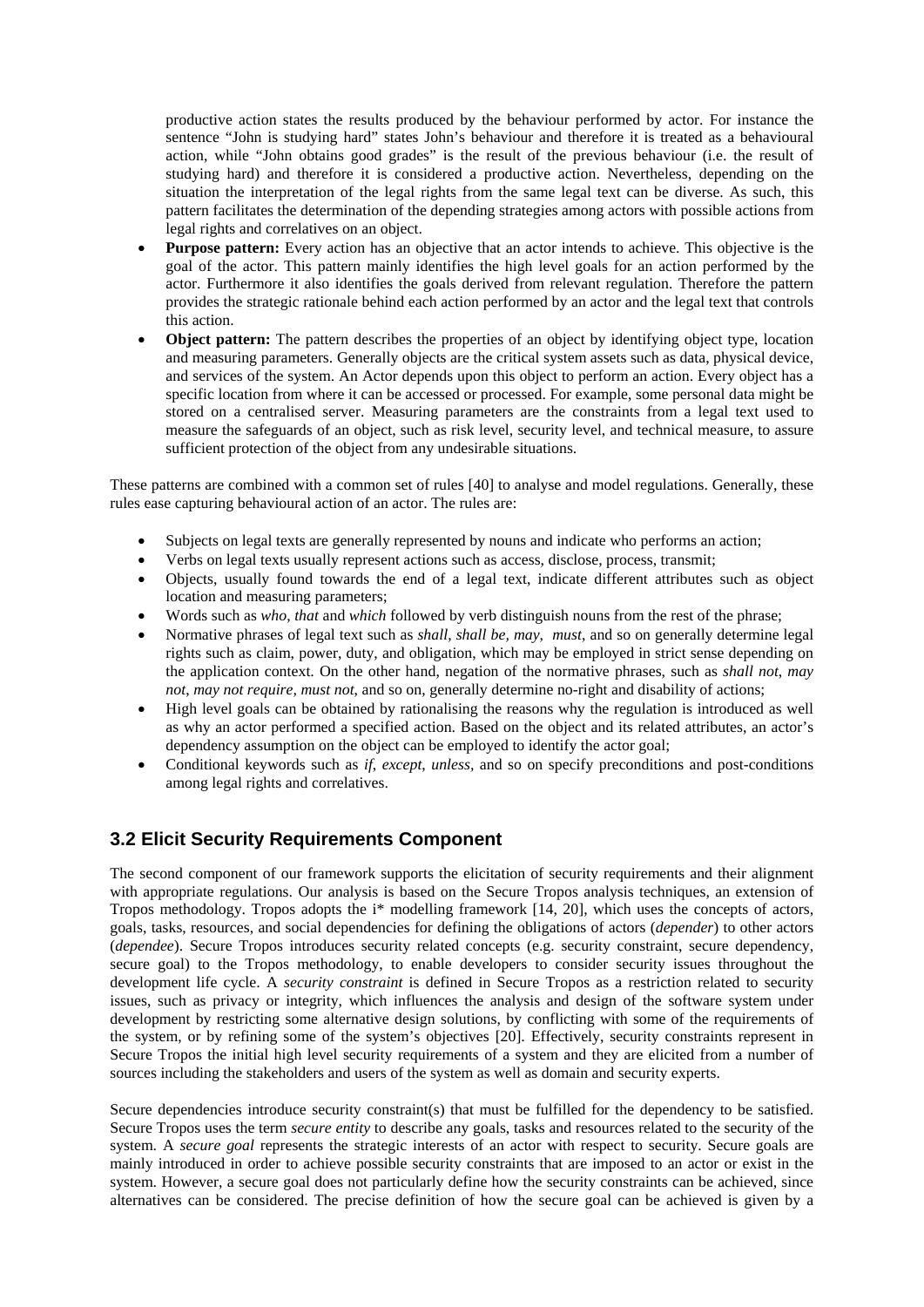productive action states the results produced by the behaviour performed by actor. For instance the sentence "John is studying hard" states John's behaviour and therefore it is treated as a behavioural action, while "John obtains good grades" is the result of the previous behaviour (i.e. the result of studying hard) and therefore it is considered a productive action. Nevertheless, depending on the situation the interpretation of the legal rights from the same legal text can be diverse. As such, this pattern facilitates the determination of the depending strategies among actors with possible actions from legal rights and correlatives on an object.

- **Purpose pattern:** Every action has an objective that an actor intends to achieve. This objective is the goal of the actor. This pattern mainly identifies the high level goals for an action performed by the actor. Furthermore it also identifies the goals derived from relevant regulation. Therefore the pattern provides the strategic rationale behind each action performed by an actor and the legal text that controls this action.
- **Object pattern:** The pattern describes the properties of an object by identifying object type, location and measuring parameters. Generally objects are the critical system assets such as data, physical device, and services of the system. An Actor depends upon this object to perform an action. Every object has a specific location from where it can be accessed or processed. For example, some personal data might be stored on a centralised server. Measuring parameters are the constraints from a legal text used to measure the safeguards of an object, such as risk level, security level, and technical measure, to assure sufficient protection of the object from any undesirable situations.

These patterns are combined with a common set of rules [40] to analyse and model regulations. Generally, these rules ease capturing behavioural action of an actor. The rules are:

- Subjects on legal texts are generally represented by nouns and indicate who performs an action;
- Verbs on legal texts usually represent actions such as access, disclose, process, transmit;
- Objects, usually found towards the end of a legal text, indicate different attributes such as object location and measuring parameters;
- Words such as *who, that* and *which* followed by verb distinguish nouns from the rest of the phrase;
- Normative phrases of legal text such as *shall, shall be, may*, *must*, and so on generally determine legal rights such as claim, power, duty, and obligation, which may be employed in strict sense depending on the application context. On the other hand, negation of the normative phrases, such as *shall not*, *may not*, *may not require, must not*, and so on, generally determine no-right and disability of actions;
- High level goals can be obtained by rationalising the reasons why the regulation is introduced as well as why an actor performed a specified action. Based on the object and its related attributes, an actor's dependency assumption on the object can be employed to identify the actor goal;
- Conditional keywords such as *if*, *except*, *unless*, and so on specify preconditions and post-conditions among legal rights and correlatives.

### 3.2 Elicit Security Requirements Component

The second component of our framework supports the elicitation of security requirements and their alignment with appropriate regulations. Our analysis is based on the Secure Tropos analysis techniques, an extension of Tropos methodology. Tropos adopts the i* modelling framework [14, 20], which uses the concepts of actors, goals, tasks, resources, and social dependencies for defining the obligations of actors (*depender*) to other actors (*dependee*). Secure Tropos introduces security related concepts (e.g. security constraint, secure dependency, secure goal) to the Tropos methodology, to enable developers to consider security issues throughout the development life cycle. A *security constraint* is defined in Secure Tropos as a restriction related to security issues, such as privacy or integrity, which influences the analysis and design of the software system under development by restricting some alternative design solutions, by conflicting with some of the requirements of the system, or by refining some of the system's objectives [20]. Effectively, security constraints represent in Secure Tropos the initial high level security requirements of a system and they are elicited from a number of sources including the stakeholders and users of the system as well as domain and security experts.

Secure dependencies introduce security constraint(s) that must be fulfilled for the dependency to be satisfied. Secure Tropos uses the term *secure entity* to describe any goals, tasks and resources related to the security of the system. A *secure goal* represents the strategic interests of an actor with respect to security. Secure goals are mainly introduced in order to achieve possible security constraints that are imposed to an actor or exist in the system. However, a secure goal does not particularly define how the security constraints can be achieved, since alternatives can be considered. The precise definition of how the secure goal can be achieved is given by a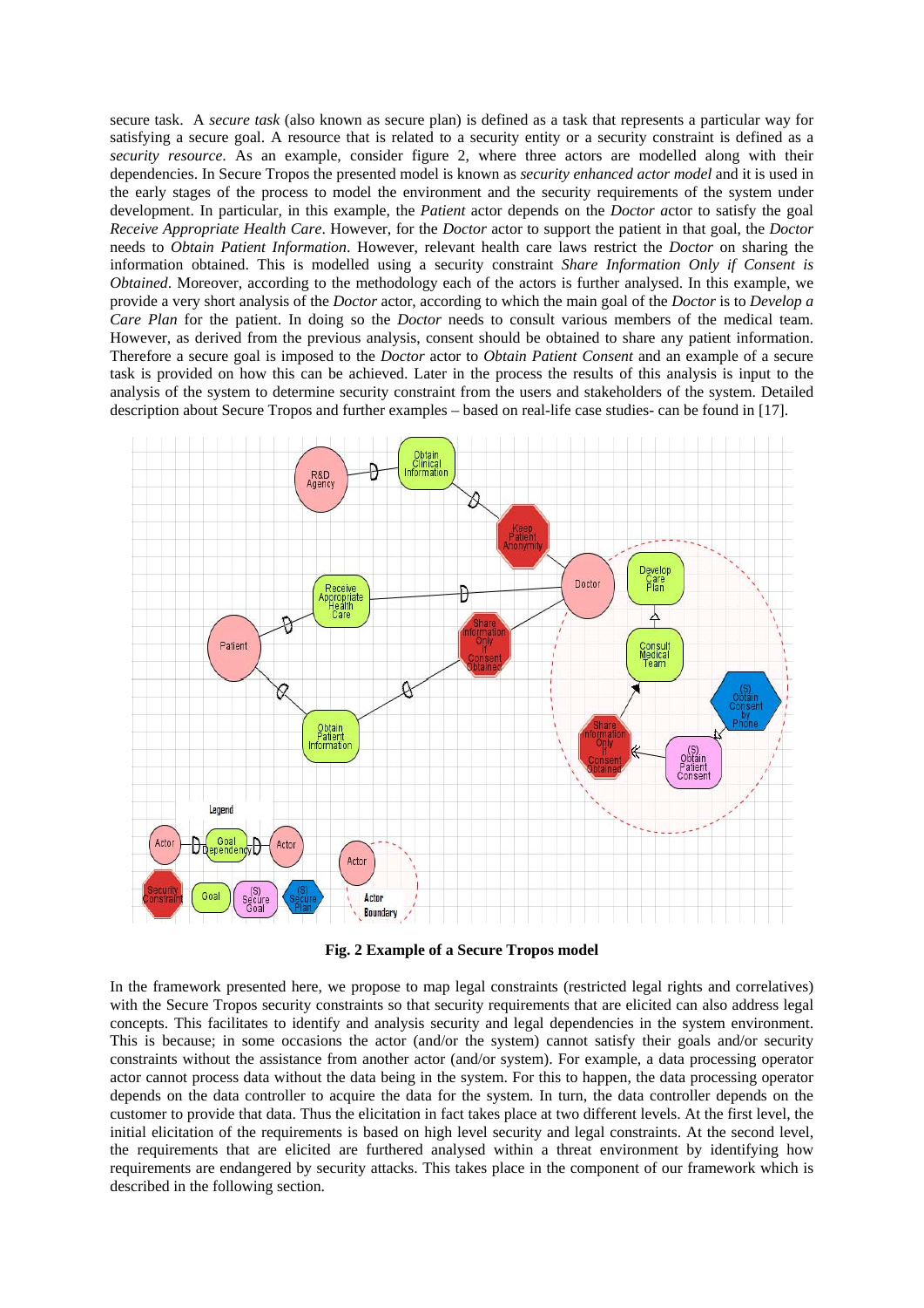secure task. A *secure task* (also known as secure plan) is defined as a task that represents a particular way for satisfying a secure goal. A resource that is related to a security entity or a security constraint is defined as a *security resource*. As an example, consider figure 2, where three actors are modelled along with their dependencies. In Secure Tropos the presented model is known as *security enhanced actor model* and it is used in the early stages of the process to model the environment and the security requirements of the system under development. In particular, in this example, the *Patient* actor depends on the *Doctor* actor to satisfy the goal *Receive Appropriate Health Care*. However, for the *Doctor* actor to support the patient in that goal, the *Doctor* needs to *Obtain Patient Information*. However, relevant health care laws restrict the *Doctor* on sharing the information obtained. This is modelled using a security constraint *Share Information Only if Consent is Obtained*. Moreover, according to the methodology each of the actors is further analysed. In this example, we provide a very short analysis of the *Doctor* actor, according to which the main goal of the *Doctor* is to *Develop a Care Plan* for the patient. In doing so the *Doctor* needs to consult various members of the medical team. However, as derived from the previous analysis, consent should be obtained to share any patient information. Therefore a secure goal is imposed to the *Doctor* actor to *Obtain Patient Consent* and an example of a secure task is provided on how this can be achieved. Later in the process the results of this analysis is input to the analysis of the system to determine security constraint from the users and stakeholders of the system. Detailed description about Secure Tropos and further examples – based on real-life case studies- can be found in [17].

**Fig. 2 Example of a Secure Tropos model**

In the framework presented here, we propose to map legal constraints (restricted legal rights and correlatives) with the Secure Tropos security constraints so that security requirements that are elicited can also address legal concepts. This facilitates to identify and analysis security and legal dependencies in the system environment. This is because; in some occasions the actor (and/or the system) cannot satisfy their goals and/or security constraints without the assistance from another actor (and/or system). For example, a data processing operator actor cannot process data without the data being in the system. For this to happen, the data processing operator depends on the data controller to acquire the data for the system. In turn, the data controller depends on the customer to provide that data. Thus the elicitation in fact takes place at two different levels. At the first level, the initial elicitation of the requirements is based on high level security and legal constraints. At the second level, the requirements that are elicited are furthered analysed within a threat environment by identifying how requirements are endangered by security attacks. This takes place in the component of our framework which is described in the following section.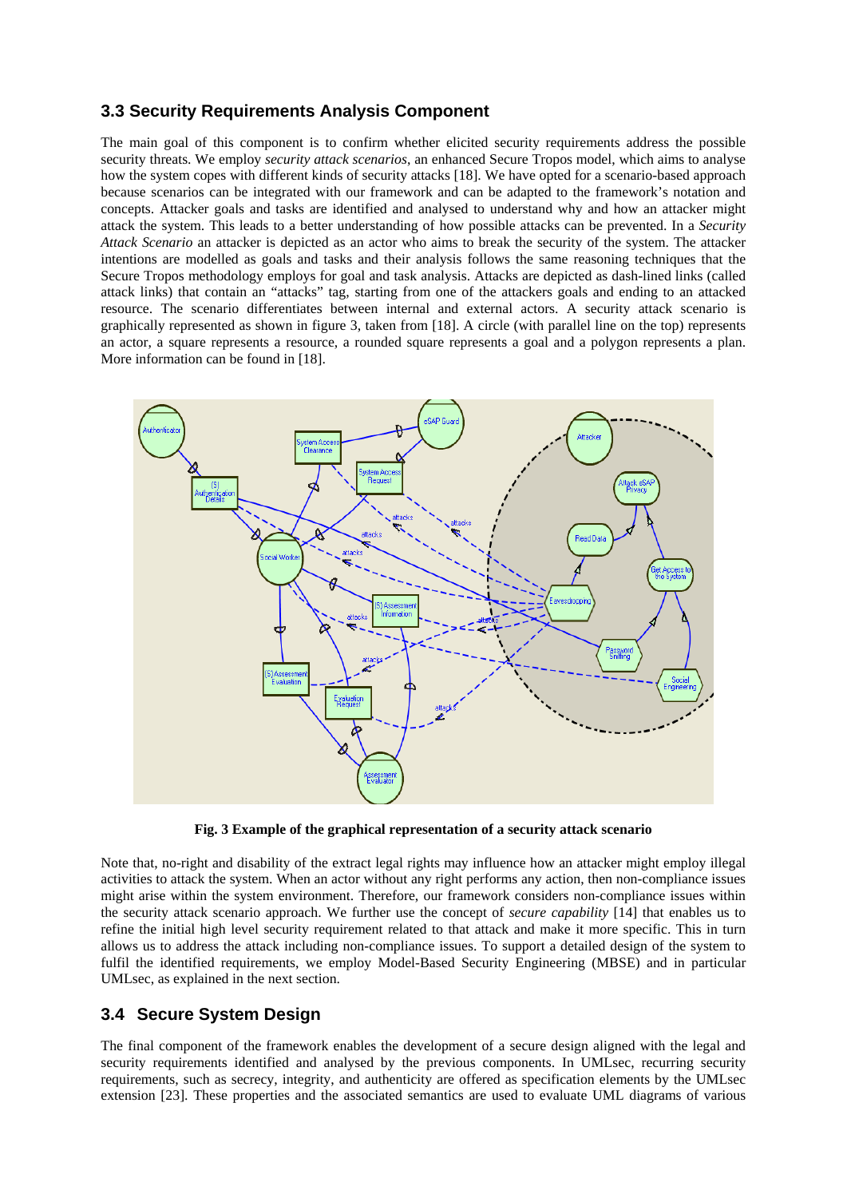## 3.3 Security Requirements Analysis Component

The main goal of this component is to confirm whether elicited security requirements address the possible security threats. We employ *security attack scenarios*, an enhanced Secure Tropos model, which aims to analyse how the system copes with different kinds of security attacks [18]. We have opted for a scenario-based approach because scenarios can be integrated with our framework and can be adapted to the framework's notation and concepts. Attacker goals and tasks are identified and analysed to understand why and how an attacker might attack the system. This leads to a better understanding of how possible attacks can be prevented. In a *Security Attack Scenario* an attacker is depicted as an actor who aims to break the security of the system. The attacker intentions are modelled as goals and tasks and their analysis follows the same reasoning techniques that the Secure Tropos methodology employs for goal and task analysis. Attacks are depicted as dash-lined links (called attack links) that contain an "attacks" tag, starting from one of the attackers goals and ending to an attacked resource. The scenario differentiates between internal and external actors. A security attack scenario is graphically represented as shown in figure 3, taken from [18]. A circle (with parallel line on the top) represents an actor, a square represents a resource, a rounded square represents a goal and a polygon represents a plan. More information can be found in [18].

**Fig. 3 Example of the graphical representation of a security attack scenario**

Note that, no-right and disability of the extract legal rights may influence how an attacker might employ illegal activities to attack the system. When an actor without any right performs any action, then non-compliance issues might arise within the system environment. Therefore, our framework considers non-compliance issues within the security attack scenario approach. We further use the concept of *secure capability* [14] that enables us to refine the initial high level security requirement related to that attack and make it more specific. This in turn allows us to address the attack including non-compliance issues. To support a detailed design of the system to fulfil the identified requirements, we employ Model-Based Security Engineering (MBSE) and in particular UMLsec, as explained in the next section.

## 3.4 Secure System Design

The final component of the framework enables the development of a secure design aligned with the legal and security requirements identified and analysed by the previous components. In UMLsec, recurring security requirements, such as secrecy, integrity, and authenticity are offered as specification elements by the UMLsec extension [23]. These properties and the associated semantics are used to evaluate UML diagrams of various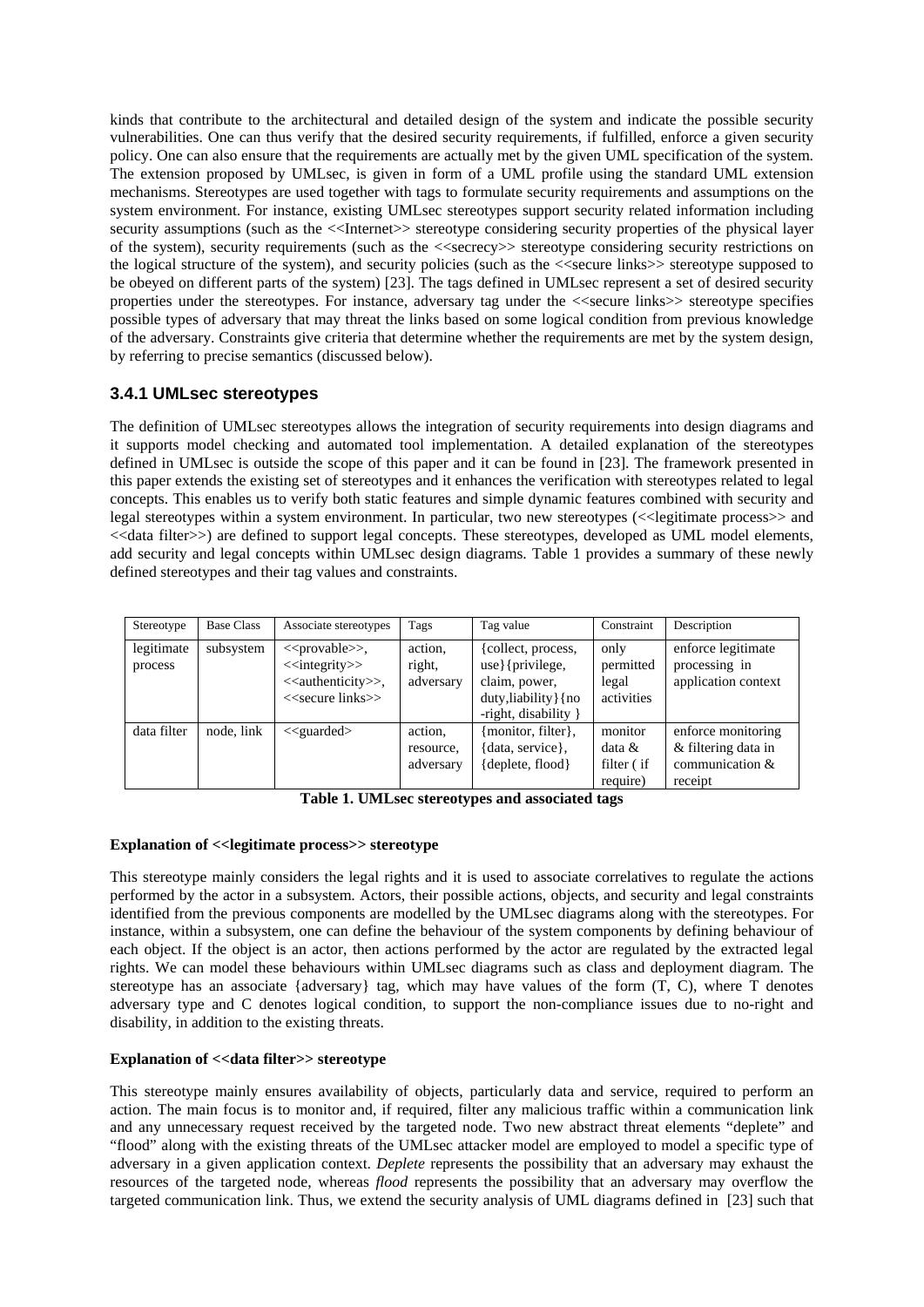kinds that contribute to the architectural and detailed design of the system and indicate the possible security vulnerabilities. One can thus verify that the desired security requirements, if fulfilled, enforce a given security policy. One can also ensure that the requirements are actually met by the given UML specification of the system. The extension proposed by UMLsec, is given in form of a UML profile using the standard UML extension mechanisms. Stereotypes are used together with tags to formulate security requirements and assumptions on the system environment. For instance, existing UMLsec stereotypes support security related information including security assumptions (such as the <<Internet>> stereotype considering security properties of the physical layer of the system), security requirements (such as the <<secrecy>> stereotype considering security restrictions on the logical structure of the system), and security policies (such as the <<secure links>> stereotype supposed to be obeyed on different parts of the system) [23]. The tags defined in UMLsec represent a set of desired security properties under the stereotypes. For instance, adversary tag under the <<secure links>> stereotype specifies possible types of adversary that may threat the links based on some logical condition from previous knowledge of the adversary. Constraints give criteria that determine whether the requirements are met by the system design, by referring to precise semantics (discussed below).

### 3.4.1 UMLsec stereotypes

The definition of UMLsec stereotypes allows the integration of security requirements into design diagrams and it supports model checking and automated tool implementation. A detailed explanation of the stereotypes defined in UMLsec is outside the scope of this paper and it can be found in [23]. The framework presented in this paper extends the existing set of stereotypes and it enhances the verification with stereotypes related to legal concepts. This enables us to verify both static features and simple dynamic features combined with security and legal stereotypes within a system environment. In particular, two new stereotypes (<<legitimate process>> and <<data filter>>) are defined to support legal concepts. These stereotypes, developed as UML model elements, add security and legal concepts within UMLsec design diagrams. Table 1 provides a summary of these newly defined stereotypes and their tag values and constraints.

| Stereotype | Base Class | Associate stereotypes | Tags | Tag value | Constraint | Description |
|---|---|---|---|---|---|---|
| legitimate process | subsystem | <<provable>>, <<integrity>> <<authenticity>>, <<secure links>> | action, right, adversary | {collect, process, use}{privilege, claim, power, duty,liability}{no -right, disability } | only permitted legal activities | enforce legitimate processing in application context |
| data filter | node, link | <<guarded> | action, resource, adversary | {monitor, filter}, {data, service}, {deplete, flood} | monitor data & filter ( if require) | enforce monitoring & filtering data in communication & receipt |

**Table 1. UMLsec stereotypes and associated tags**

**Explanation of <<legitimate process>> stereotype**

This stereotype mainly considers the legal rights and it is used to associate correlatives to regulate the actions performed by the actor in a subsystem. Actors, their possible actions, objects, and security and legal constraints identified from the previous components are modelled by the UMLsec diagrams along with the stereotypes. For instance, within a subsystem, one can define the behaviour of the system components by defining behaviour of each object. If the object is an actor, then actions performed by the actor are regulated by the extracted legal rights. We can model these behaviours within UMLsec diagrams such as class and deployment diagram. The stereotype has an associate {adversary} tag, which may have values of the form (T, C), where T denotes adversary type and C denotes logical condition, to support the non-compliance issues due to no-right and disability, in addition to the existing threats.

**Explanation of <<data filter>> stereotype**

This stereotype mainly ensures availability of objects, particularly data and service, required to perform an action. The main focus is to monitor and, if required, filter any malicious traffic within a communication link and any unnecessary request received by the targeted node. Two new abstract threat elements "deplete" and "flood" along with the existing threats of the UMLsec attacker model are employed to model a specific type of adversary in a given application context. *Deplete* represents the possibility that an adversary may exhaust the resources of the targeted node, whereas *flood* represents the possibility that an adversary may overflow the targeted communication link. Thus, we extend the security analysis of UML diagrams defined in [23] such that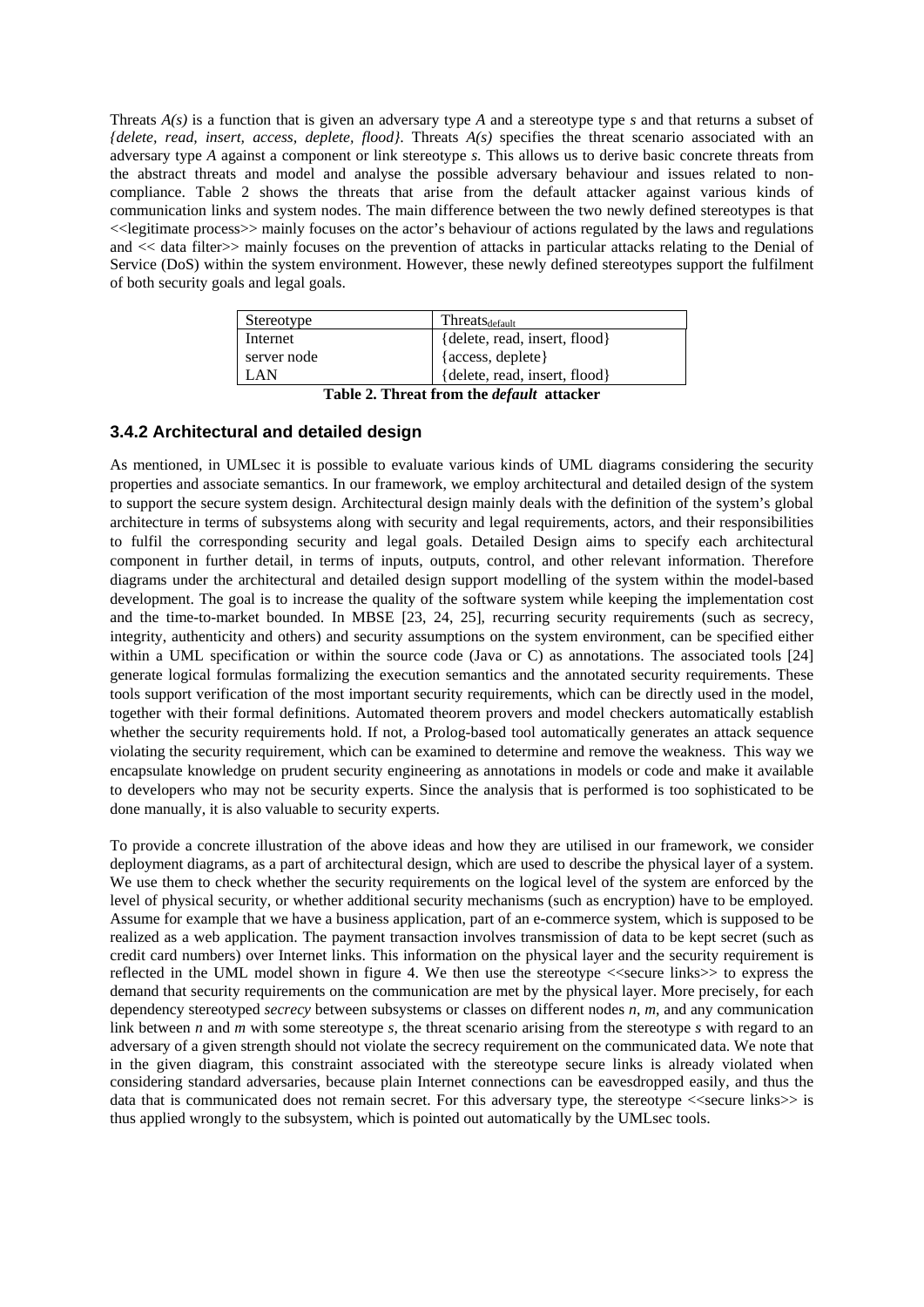Threats *A(s)* is a function that is given an adversary type *A* and a stereotype type *s* and that returns a subset of *{delete, read, insert, access, deplete, flood}*. Threats *A(s)* specifies the threat scenario associated with an adversary type *A* against a component or link stereotype *s*. This allows us to derive basic concrete threats from the abstract threats and model and analyse the possible adversary behaviour and issues related to non-compliance. Table 2 shows the threats that arise from the default attacker against various kinds of communication links and system nodes. The main difference between the two newly defined stereotypes is that <<legitimate process>> mainly focuses on the actor's behaviour of actions regulated by the laws and regulations and << data filter>> mainly focuses on the prevention of attacks in particular attacks relating to the Denial of Service (DoS) within the system environment. However, these newly defined stereotypes support the fulfilment of both security goals and legal goals.

| Stereotype | $\text{Threats}_{\text{default}}$ |
|---|---|
| Internet | {delete, read, insert, flood} |
| server node | {access, deplete} |
| LAN | {delete, read, insert, flood} |

**Table 2. Threat from the *default* attacker**

### 3.4.2 Architectural and detailed design

As mentioned, in UMLsec it is possible to evaluate various kinds of UML diagrams considering the security properties and associate semantics. In our framework, we employ architectural and detailed design of the system to support the secure system design. Architectural design mainly deals with the definition of the system's global architecture in terms of subsystems along with security and legal requirements, actors, and their responsibilities to fulfil the corresponding security and legal goals. Detailed Design aims to specify each architectural component in further detail, in terms of inputs, outputs, control, and other relevant information. Therefore diagrams under the architectural and detailed design support modelling of the system within the model-based development. The goal is to increase the quality of the software system while keeping the implementation cost and the time-to-market bounded. In MBSE [23, 24, 25], recurring security requirements (such as secrecy, integrity, authenticity and others) and security assumptions on the system environment, can be specified either within a UML specification or within the source code (Java or C) as annotations. The associated tools [24] generate logical formulas formalizing the execution semantics and the annotated security requirements. These tools support verification of the most important security requirements, which can be directly used in the model, together with their formal definitions. Automated theorem provers and model checkers automatically establish whether the security requirements hold. If not, a Prolog-based tool automatically generates an attack sequence violating the security requirement, which can be examined to determine and remove the weakness. This way we encapsulate knowledge on prudent security engineering as annotations in models or code and make it available to developers who may not be security experts. Since the analysis that is performed is too sophisticated to be done manually, it is also valuable to security experts.

To provide a concrete illustration of the above ideas and how they are utilised in our framework, we consider deployment diagrams, as a part of architectural design, which are used to describe the physical layer of a system. We use them to check whether the security requirements on the logical level of the system are enforced by the level of physical security, or whether additional security mechanisms (such as encryption) have to be employed. Assume for example that we have a business application, part of an e-commerce system, which is supposed to be realized as a web application. The payment transaction involves transmission of data to be kept secret (such as credit card numbers) over Internet links. This information on the physical layer and the security requirement is reflected in the UML model shown in figure 4. We then use the stereotype <<secure links>> to express the demand that security requirements on the communication are met by the physical layer. More precisely, for each dependency stereotyped *secrecy* between subsystems or classes on different nodes *n*, *m*, and any communication link between *n* and *m* with some stereotype *s*, the threat scenario arising from the stereotype *s* with regard to an adversary of a given strength should not violate the secrecy requirement on the communicated data. We note that in the given diagram, this constraint associated with the stereotype secure links is already violated when considering standard adversaries, because plain Internet connections can be eavesdropped easily, and thus the data that is communicated does not remain secret. For this adversary type, the stereotype <<secure links>> is thus applied wrongly to the subsystem, which is pointed out automatically by the UMLsec tools.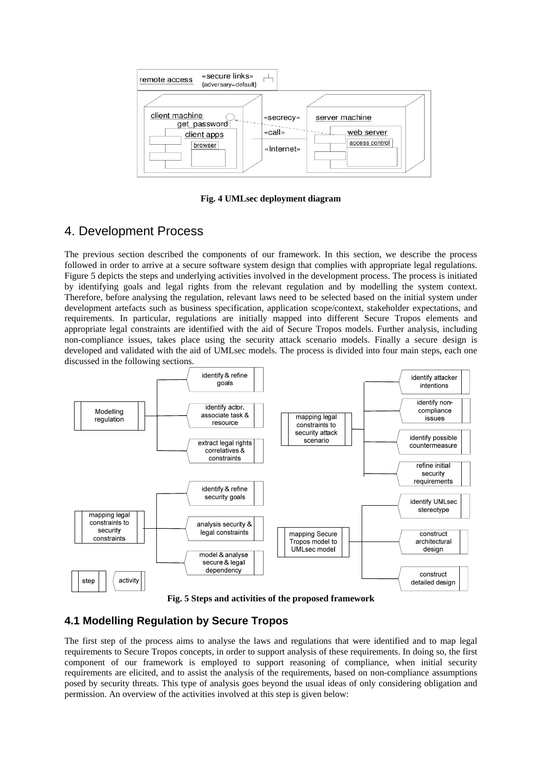Fig. 4 UMLsec deployment diagram

# 4. Development Process

The previous section described the components of our framework. In this section, we describe the process followed in order to arrive at a secure software system design that complies with appropriate legal regulations. Figure 5 depicts the steps and underlying activities involved in the development process. The process is initiated by identifying goals and legal rights from the relevant regulation and by modelling the system context. Therefore, before analysing the regulation, relevant laws need to be selected based on the initial system under development artefacts such as business specification, application scope/context, stakeholder expectations, and requirements. In particular, regulations are initially mapped into different Secure Tropos elements and appropriate legal constraints are identified with the aid of Secure Tropos models. Further analysis, including non-compliance issues, takes place using the security attack scenario models. Finally a secure design is developed and validated with the aid of UMLsec models. The process is divided into four main steps, each one discussed in the following sections.

Fig. 5 Steps and activities of the proposed framework

## 4.1 Modelling Regulation by Secure Tropos

The first step of the process aims to analyse the laws and regulations that were identified and to map legal requirements to Secure Tropos concepts, in order to support analysis of these requirements. In doing so, the first component of our framework is employed to support reasoning of compliance, when initial security requirements are elicited, and to assist the analysis of the requirements, based on non-compliance assumptions posed by security threats. This type of analysis goes beyond the usual ideas of only considering obligation and permission. An overview of the activities involved at this step is given below: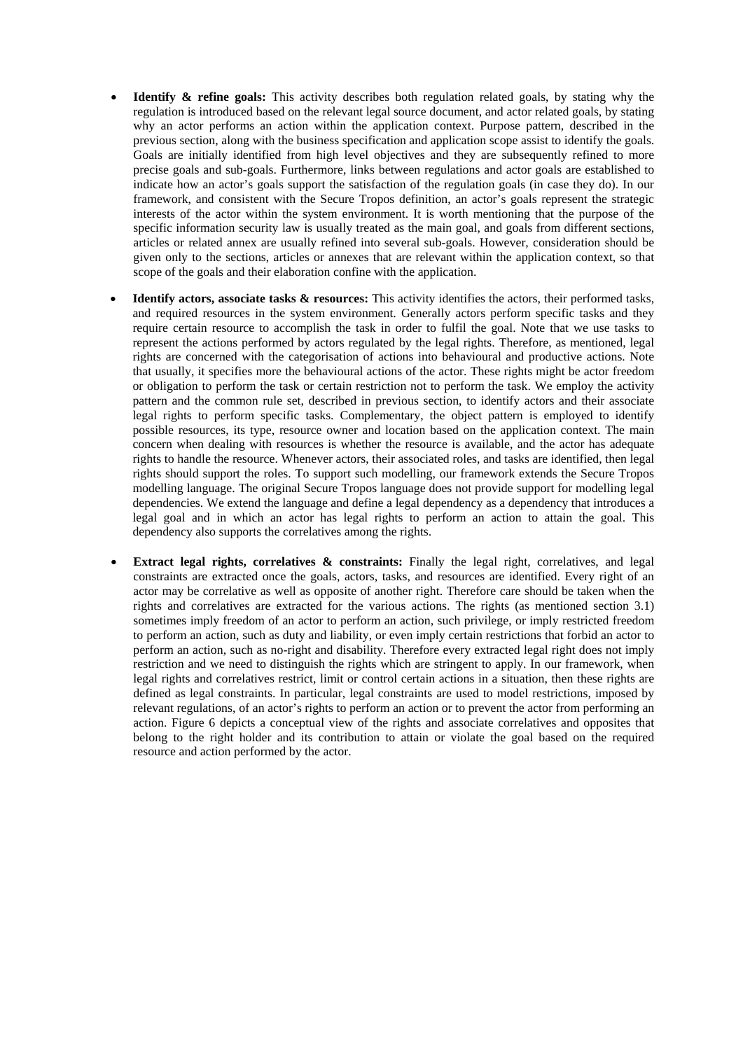- **Identify & refine goals:** This activity describes both regulation related goals, by stating why the regulation is introduced based on the relevant legal source document, and actor related goals, by stating why an actor performs an action within the application context. Purpose pattern, described in the previous section, along with the business specification and application scope assist to identify the goals. Goals are initially identified from high level objectives and they are subsequently refined to more precise goals and sub-goals. Furthermore, links between regulations and actor goals are established to indicate how an actor's goals support the satisfaction of the regulation goals (in case they do). In our framework, and consistent with the Secure Tropos definition, an actor's goals represent the strategic interests of the actor within the system environment. It is worth mentioning that the purpose of the specific information security law is usually treated as the main goal, and goals from different sections, articles or related annex are usually refined into several sub-goals. However, consideration should be given only to the sections, articles or annexes that are relevant within the application context, so that scope of the goals and their elaboration confine with the application.

- **Identify actors, associate tasks & resources:** This activity identifies the actors, their performed tasks, and required resources in the system environment. Generally actors perform specific tasks and they require certain resource to accomplish the task in order to fulfil the goal. Note that we use tasks to represent the actions performed by actors regulated by the legal rights. Therefore, as mentioned, legal rights are concerned with the categorisation of actions into behavioural and productive actions. Note that usually, it specifies more the behavioural actions of the actor. These rights might be actor freedom or obligation to perform the task or certain restriction not to perform the task. We employ the activity pattern and the common rule set, described in previous section, to identify actors and their associate legal rights to perform specific tasks. Complementary, the object pattern is employed to identify possible resources, its type, resource owner and location based on the application context. The main concern when dealing with resources is whether the resource is available, and the actor has adequate rights to handle the resource. Whenever actors, their associated roles, and tasks are identified, then legal rights should support the roles. To support such modelling, our framework extends the Secure Tropos modelling language. The original Secure Tropos language does not provide support for modelling legal dependencies. We extend the language and define a legal dependency as a dependency that introduces a legal goal and in which an actor has legal rights to perform an action to attain the goal. This dependency also supports the correlatives among the rights.

- **Extract legal rights, correlatives & constraints:** Finally the legal right, correlatives, and legal constraints are extracted once the goals, actors, tasks, and resources are identified. Every right of an actor may be correlative as well as opposite of another right. Therefore care should be taken when the rights and correlatives are extracted for the various actions. The rights (as mentioned section 3.1) sometimes imply freedom of an actor to perform an action, such privilege, or imply restricted freedom to perform an action, such as duty and liability, or even imply certain restrictions that forbid an actor to perform an action, such as no-right and disability. Therefore every extracted legal right does not imply restriction and we need to distinguish the rights which are stringent to apply. In our framework, when legal rights and correlatives restrict, limit or control certain actions in a situation, then these rights are defined as legal constraints. In particular, legal constraints are used to model restrictions, imposed by relevant regulations, of an actor's rights to perform an action or to prevent the actor from performing an action. Figure 6 depicts a conceptual view of the rights and associate correlatives and opposites that belong to the right holder and its contribution to attain or violate the goal based on the required resource and action performed by the actor.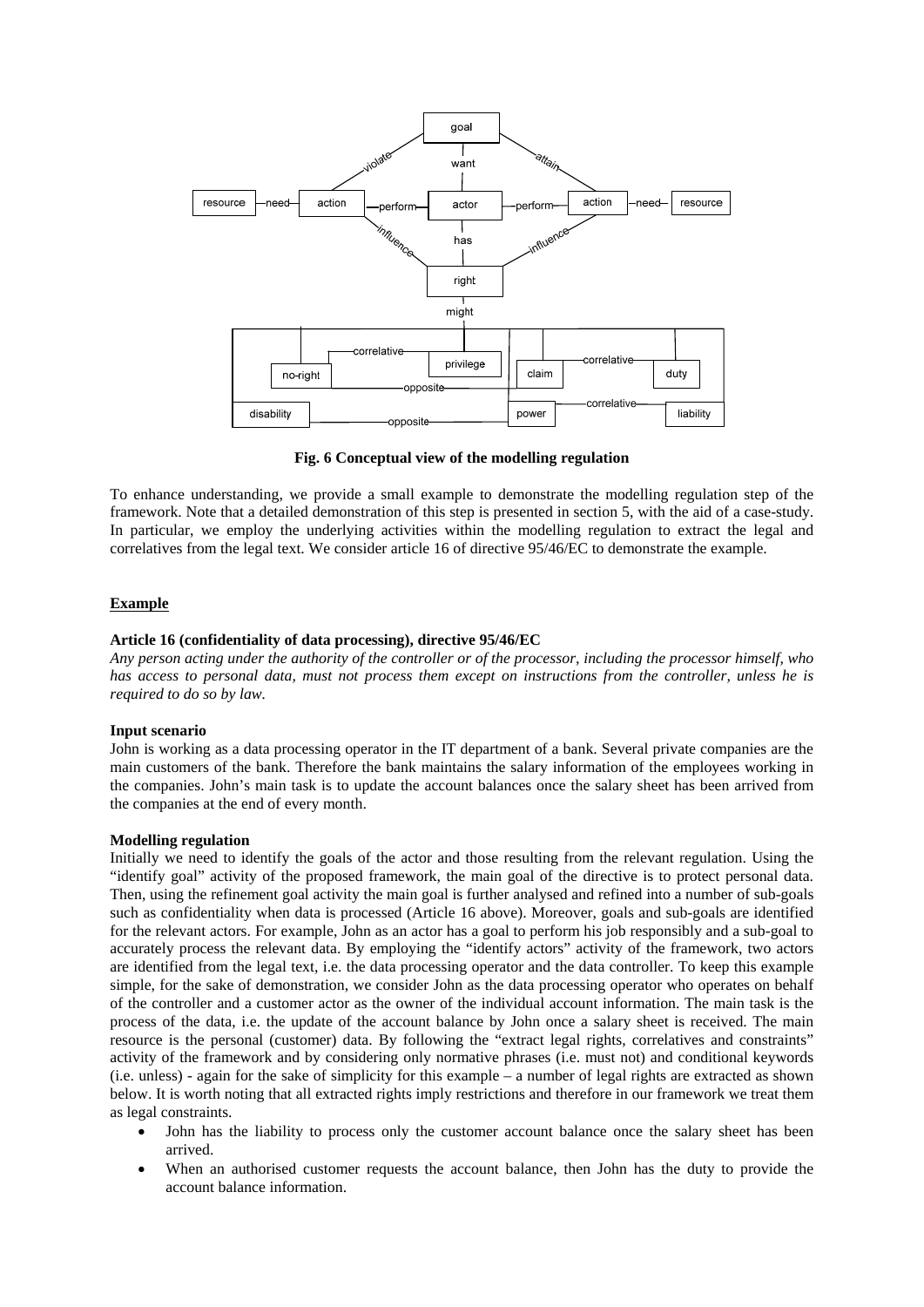**Fig. 6 Conceptual view of the modelling regulation**

To enhance understanding, we provide a small example to demonstrate the modelling regulation step of the framework. Note that a detailed demonstration of this step is presented in section 5, with the aid of a case-study. In particular, we employ the underlying activities within the modelling regulation to extract the legal and correlatives from the legal text. We consider article 16 of directive 95/46/EC to demonstrate the example.

## Example

**Article 16 (confidentiality of data processing), directive 95/46/EC**

*Any person acting under the authority of the controller or of the processor, including the processor himself, who has access to personal data, must not process them except on instructions from the controller, unless he is required to do so by law.*

**Input scenario**

John is working as a data processing operator in the IT department of a bank. Several private companies are the main customers of the bank. Therefore the bank maintains the salary information of the employees working in the companies. John's main task is to update the account balances once the salary sheet has been arrived from the companies at the end of every month.

**Modelling regulation**

Initially we need to identify the goals of the actor and those resulting from the relevant regulation. Using the "identify goal" activity of the proposed framework, the main goal of the directive is to protect personal data. Then, using the refinement goal activity the main goal is further analysed and refined into a number of sub-goals such as confidentiality when data is processed (Article 16 above). Moreover, goals and sub-goals are identified for the relevant actors. For example, John as an actor has a goal to perform his job responsibly and a sub-goal to accurately process the relevant data. By employing the "identify actors" activity of the framework, two actors are identified from the legal text, i.e. the data processing operator and the data controller. To keep this example simple, for the sake of demonstration, we consider John as the data processing operator who operates on behalf of the controller and a customer actor as the owner of the individual account information. The main task is the process of the data, i.e. the update of the account balance by John once a salary sheet is received. The main resource is the personal (customer) data. By following the "extract legal rights, correlatives and constraints" activity of the framework and by considering only normative phrases (i.e. must not) and conditional keywords (i.e. unless) - again for the sake of simplicity for this example – a number of legal rights are extracted as shown below. It is worth noting that all extracted rights imply restrictions and therefore in our framework we treat them as legal constraints.

- John has the liability to process only the customer account balance once the salary sheet has been arrived.
- When an authorised customer requests the account balance, then John has the duty to provide the account balance information.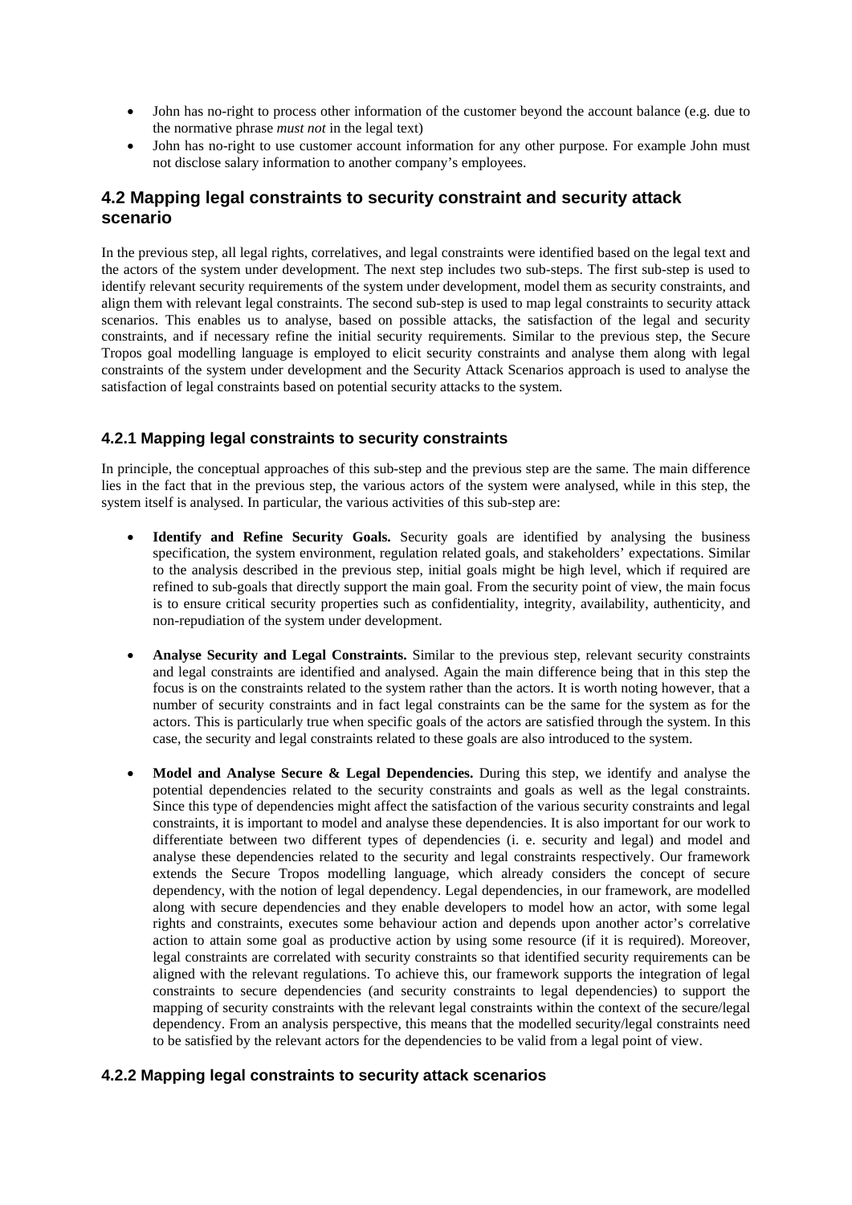- John has no-right to process other information of the customer beyond the account balance (e.g. due to the normative phrase *must not* in the legal text)
- John has no-right to use customer account information for any other purpose. For example John must not disclose salary information to another company's employees.

## 4.2 Mapping legal constraints to security constraint and security attack scenario

In the previous step, all legal rights, correlatives, and legal constraints were identified based on the legal text and the actors of the system under development. The next step includes two sub-steps. The first sub-step is used to identify relevant security requirements of the system under development, model them as security constraints, and align them with relevant legal constraints. The second sub-step is used to map legal constraints to security attack scenarios. This enables us to analyse, based on possible attacks, the satisfaction of the legal and security constraints, and if necessary refine the initial security requirements. Similar to the previous step, the Secure Tropos goal modelling language is employed to elicit security constraints and analyse them along with legal constraints of the system under development and the Security Attack Scenarios approach is used to analyse the satisfaction of legal constraints based on potential security attacks to the system.

### 4.2.1 Mapping legal constraints to security constraints

In principle, the conceptual approaches of this sub-step and the previous step are the same. The main difference lies in the fact that in the previous step, the various actors of the system were analysed, while in this step, the system itself is analysed. In particular, the various activities of this sub-step are:

- **Identify and Refine Security Goals.** Security goals are identified by analysing the business specification, the system environment, regulation related goals, and stakeholders' expectations. Similar to the analysis described in the previous step, initial goals might be high level, which if required are refined to sub-goals that directly support the main goal. From the security point of view, the main focus is to ensure critical security properties such as confidentiality, integrity, availability, authenticity, and non-repudiation of the system under development.

- **Analyse Security and Legal Constraints.** Similar to the previous step, relevant security constraints and legal constraints are identified and analysed. Again the main difference being that in this step the focus is on the constraints related to the system rather than the actors. It is worth noting however, that a number of security constraints and in fact legal constraints can be the same for the system as for the actors. This is particularly true when specific goals of the actors are satisfied through the system. In this case, the security and legal constraints related to these goals are also introduced to the system.

- **Model and Analyse Secure & Legal Dependencies.** During this step, we identify and analyse the potential dependencies related to the security constraints and goals as well as the legal constraints. Since this type of dependencies might affect the satisfaction of the various security constraints and legal constraints, it is important to model and analyse these dependencies. It is also important for our work to differentiate between two different types of dependencies (i. e. security and legal) and model and analyse these dependencies related to the security and legal constraints respectively. Our framework extends the Secure Tropos modelling language, which already considers the concept of secure dependency, with the notion of legal dependency. Legal dependencies, in our framework, are modelled along with secure dependencies and they enable developers to model how an actor, with some legal rights and constraints, executes some behaviour action and depends upon another actor's correlative action to attain some goal as productive action by using some resource (if it is required). Moreover, legal constraints are correlated with security constraints so that identified security requirements can be aligned with the relevant regulations. To achieve this, our framework supports the integration of legal constraints to secure dependencies (and security constraints to legal dependencies) to support the mapping of security constraints with the relevant legal constraints within the context of the secure/legal dependency. From an analysis perspective, this means that the modelled security/legal constraints need to be satisfied by the relevant actors for the dependencies to be valid from a legal point of view.

### 4.2.2 Mapping legal constraints to security attack scenarios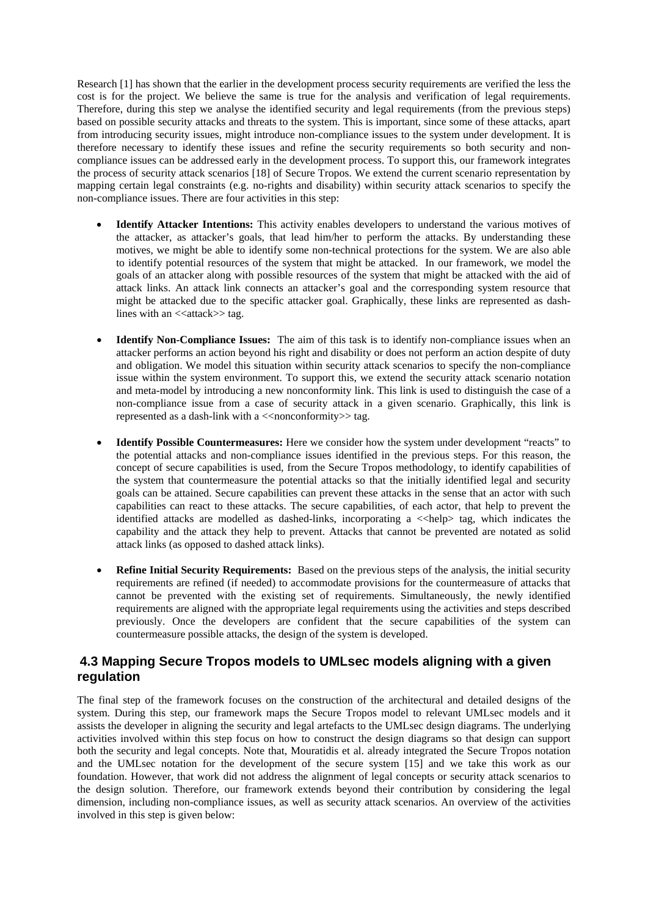Research [1] has shown that the earlier in the development process security requirements are verified the less the cost is for the project. We believe the same is true for the analysis and verification of legal requirements. Therefore, during this step we analyse the identified security and legal requirements (from the previous steps) based on possible security attacks and threats to the system. This is important, since some of these attacks, apart from introducing security issues, might introduce non-compliance issues to the system under development. It is therefore necessary to identify these issues and refine the security requirements so both security and non-compliance issues can be addressed early in the development process. To support this, our framework integrates the process of security attack scenarios [18] of Secure Tropos. We extend the current scenario representation by mapping certain legal constraints (e.g. no-rights and disability) within security attack scenarios to specify the non-compliance issues. There are four activities in this step:

- **Identify Attacker Intentions:** This activity enables developers to understand the various motives of the attacker, as attacker's goals, that lead him/her to perform the attacks. By understanding these motives, we might be able to identify some non-technical protections for the system. We are also able to identify potential resources of the system that might be attacked. In our framework, we model the goals of an attacker along with possible resources of the system that might be attacked with the aid of attack links. An attack link connects an attacker's goal and the corresponding system resource that might be attacked due to the specific attacker goal. Graphically, these links are represented as dash-lines with an <<attack>> tag.

- **Identify Non-Compliance Issues:** The aim of this task is to identify non-compliance issues when an attacker performs an action beyond his right and disability or does not perform an action despite of duty and obligation. We model this situation within security attack scenarios to specify the non-compliance issue within the system environment. To support this, we extend the security attack scenario notation and meta-model by introducing a new nonconformity link. This link is used to distinguish the case of a non-compliance issue from a case of security attack in a given scenario. Graphically, this link is represented as a dash-link with a <<nonconformity>> tag.

- **Identify Possible Countermeasures:** Here we consider how the system under development "reacts" to the potential attacks and non-compliance issues identified in the previous steps. For this reason, the concept of secure capabilities is used, from the Secure Tropos methodology, to identify capabilities of the system that countermeasure the potential attacks so that the initially identified legal and security goals can be attained. Secure capabilities can prevent these attacks in the sense that an actor with such capabilities can react to these attacks. The secure capabilities, of each actor, that help to prevent the identified attacks are modelled as dashed-links, incorporating a <<help> tag, which indicates the capability and the attack they help to prevent. Attacks that cannot be prevented are notated as solid attack links (as opposed to dashed attack links).

- **Refine Initial Security Requirements:** Based on the previous steps of the analysis, the initial security requirements are refined (if needed) to accommodate provisions for the countermeasure of attacks that cannot be prevented with the existing set of requirements. Simultaneously, the newly identified requirements are aligned with the appropriate legal requirements using the activities and steps described previously. Once the developers are confident that the secure capabilities of the system can countermeasure possible attacks, the design of the system is developed.

## 4.3 Mapping Secure Tropos models to UMLsec models aligning with a given regulation

The final step of the framework focuses on the construction of the architectural and detailed designs of the system. During this step, our framework maps the Secure Tropos model to relevant UMLsec models and it assists the developer in aligning the security and legal artefacts to the UMLsec design diagrams. The underlying activities involved within this step focus on how to construct the design diagrams so that design can support both the security and legal concepts. Note that, Mouratidis et al. already integrated the Secure Tropos notation and the UMLsec notation for the development of the secure system [15] and we take this work as our foundation. However, that work did not address the alignment of legal concepts or security attack scenarios to the design solution. Therefore, our framework extends beyond their contribution by considering the legal dimension, including non-compliance issues, as well as security attack scenarios. An overview of the activities involved in this step is given below: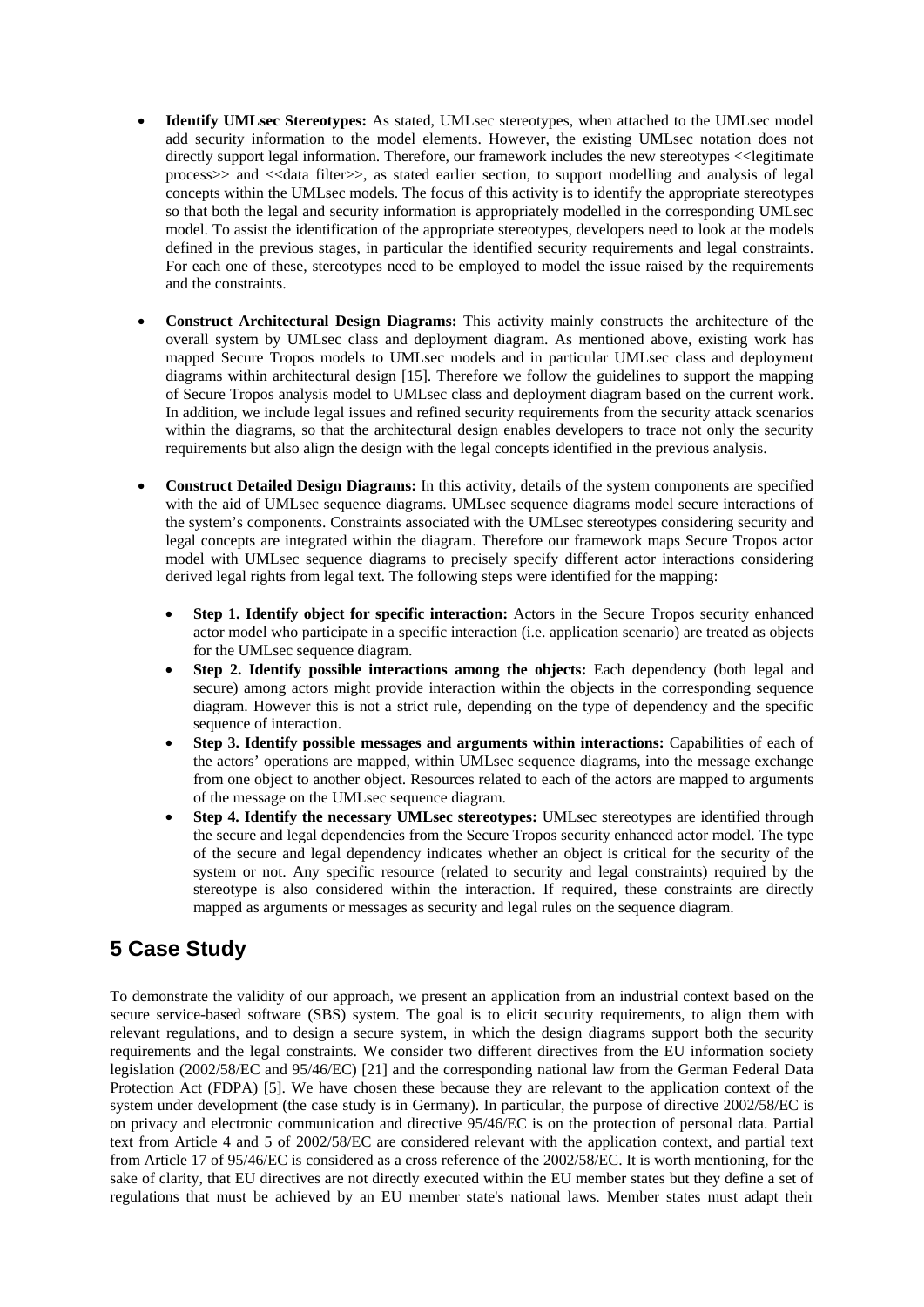- **Identify UMLsec Stereotypes:** As stated, UMLsec stereotypes, when attached to the UMLsec model add security information to the model elements. However, the existing UMLsec notation does not directly support legal information. Therefore, our framework includes the new stereotypes <<legitimate process>> and <<data filter>>, as stated earlier section, to support modelling and analysis of legal concepts within the UMLsec models. The focus of this activity is to identify the appropriate stereotypes so that both the legal and security information is appropriately modelled in the corresponding UMLsec model. To assist the identification of the appropriate stereotypes, developers need to look at the models defined in the previous stages, in particular the identified security requirements and legal constraints. For each one of these, stereotypes need to be employed to model the issue raised by the requirements and the constraints.

- **Construct Architectural Design Diagrams:** This activity mainly constructs the architecture of the overall system by UMLsec class and deployment diagram. As mentioned above, existing work has mapped Secure Tropos models to UMLsec models and in particular UMLsec class and deployment diagrams within architectural design [15]. Therefore we follow the guidelines to support the mapping of Secure Tropos analysis model to UMLsec class and deployment diagram based on the current work. In addition, we include legal issues and refined security requirements from the security attack scenarios within the diagrams, so that the architectural design enables developers to trace not only the security requirements but also align the design with the legal concepts identified in the previous analysis.

- **Construct Detailed Design Diagrams:** In this activity, details of the system components are specified with the aid of UMLsec sequence diagrams. UMLsec sequence diagrams model secure interactions of the system's components. Constraints associated with the UMLsec stereotypes considering security and legal concepts are integrated within the diagram. Therefore our framework maps Secure Tropos actor model with UMLsec sequence diagrams to precisely specify different actor interactions considering derived legal rights from legal text. The following steps were identified for the mapping:

  - **Step 1. Identify object for specific interaction:** Actors in the Secure Tropos security enhanced actor model who participate in a specific interaction (i.e. application scenario) are treated as objects for the UMLsec sequence diagram.
  - **Step 2. Identify possible interactions among the objects:** Each dependency (both legal and secure) among actors might provide interaction within the objects in the corresponding sequence diagram. However this is not a strict rule, depending on the type of dependency and the specific sequence of interaction.
  - **Step 3. Identify possible messages and arguments within interactions:** Capabilities of each of the actors' operations are mapped, within UMLsec sequence diagrams, into the message exchange from one object to another object. Resources related to each of the actors are mapped to arguments of the message on the UMLsec sequence diagram.
  - **Step 4. Identify the necessary UMLsec stereotypes:** UMLsec stereotypes are identified through the secure and legal dependencies from the Secure Tropos security enhanced actor model. The type of the secure and legal dependency indicates whether an object is critical for the security of the system or not. Any specific resource (related to security and legal constraints) required by the stereotype is also considered within the interaction. If required, these constraints are directly mapped as arguments or messages as security and legal rules on the sequence diagram.

## 5 Case Study

To demonstrate the validity of our approach, we present an application from an industrial context based on the secure service-based software (SBS) system. The goal is to elicit security requirements, to align them with relevant regulations, and to design a secure system, in which the design diagrams support both the security requirements and the legal constraints. We consider two different directives from the EU information society legislation (2002/58/EC and 95/46/EC) [21] and the corresponding national law from the German Federal Data Protection Act (FDPA) [5]. We have chosen these because they are relevant to the application context of the system under development (the case study is in Germany). In particular, the purpose of directive 2002/58/EC is on privacy and electronic communication and directive 95/46/EC is on the protection of personal data. Partial text from Article 4 and 5 of 2002/58/EC are considered relevant with the application context, and partial text from Article 17 of 95/46/EC is considered as a cross reference of the 2002/58/EC. It is worth mentioning, for the sake of clarity, that EU directives are not directly executed within the EU member states but they define a set of regulations that must be achieved by an EU member state's national laws. Member states must adapt their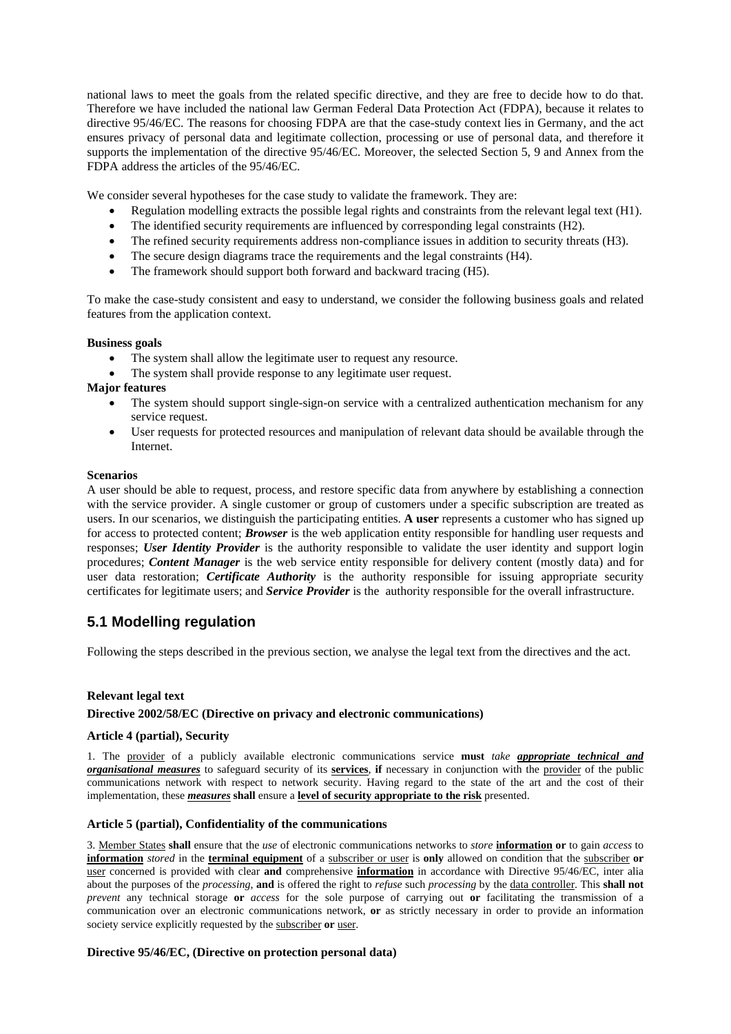national laws to meet the goals from the related specific directive, and they are free to decide how to do that. Therefore we have included the national law German Federal Data Protection Act (FDPA), because it relates to directive 95/46/EC. The reasons for choosing FDPA are that the case-study context lies in Germany, and the act ensures privacy of personal data and legitimate collection, processing or use of personal data, and therefore it supports the implementation of the directive 95/46/EC. Moreover, the selected Section 5, 9 and Annex from the FDPA address the articles of the 95/46/EC.

We consider several hypotheses for the case study to validate the framework. They are:

- Regulation modelling extracts the possible legal rights and constraints from the relevant legal text (H1).
- The identified security requirements are influenced by corresponding legal constraints (H2).
- The refined security requirements address non-compliance issues in addition to security threats (H3).
- The secure design diagrams trace the requirements and the legal constraints (H4).
- The framework should support both forward and backward tracing (H5).

To make the case-study consistent and easy to understand, we consider the following business goals and related features from the application context.

**Business goals**

- The system shall allow the legitimate user to request any resource.
- The system shall provide response to any legitimate user request.

**Major features**

- The system should support single-sign-on service with a centralized authentication mechanism for any service request.
- User requests for protected resources and manipulation of relevant data should be available through the Internet.

**Scenarios**

A user should be able to request, process, and restore specific data from anywhere by establishing a connection with the service provider. A single customer or group of customers under a specific subscription are treated as users. In our scenarios, we distinguish the participating entities. **A user** represents a customer who has signed up for access to protected content; ***Browser*** is the web application entity responsible for handling user requests and responses; ***User Identity Provider*** is the authority responsible to validate the user identity and support login procedures; ***Content Manager*** is the web service entity responsible for delivery content (mostly data) and for user data restoration; ***Certificate Authority*** is the authority responsible for issuing appropriate security certificates for legitimate users; and ***Service Provider*** is the authority responsible for the overall infrastructure.

## 5.1 Modelling regulation

Following the steps described in the previous section, we analyse the legal text from the directives and the act.

**Relevant legal text**

**Directive 2002/58/EC (Directive on privacy and electronic communications)**

**Article 4 (partial), Security**

1. The <u>provider</u> of a publicly available electronic communications service **must** *take* ***<u>appropriate technical and organisational measures</u>*** to safeguard security of its **<u>services</u>**, **if** necessary in conjunction with the <u>provider</u> of the public communications network with respect to network security. Having regard to the state of the art and the cost of their implementation, these ***<u>measures</u>*** **shall** ensure a **<u>level of security appropriate to the risk</u>** presented.

**Article 5 (partial), Confidentiality of the communications**

3. <u>Member States</u> **shall** ensure that the *use* of electronic communications networks to *store* **<u>information</u>** **or** to gain *access* to **<u>information</u>** *stored* in the **<u>terminal equipment</u>** of a <u>subscriber or user</u> is **only** allowed on condition that the <u>subscriber</u> **or** <u>user</u> concerned is provided with clear **and** comprehensive **<u>information</u>** in accordance with Directive 95/46/EC, inter alia about the purposes of the *processing*, **and** is offered the right to *refuse* such *processing* by the <u>data controller</u>. This **shall not** *prevent* any technical storage **or** *access* for the sole purpose of carrying out **or** facilitating the transmission of a communication over an electronic communications network, **or** as strictly necessary in order to provide an information society service explicitly requested by the <u>subscriber</u> **or** <u>user</u>.

**Directive 95/46/EC, (Directive on protection personal data)**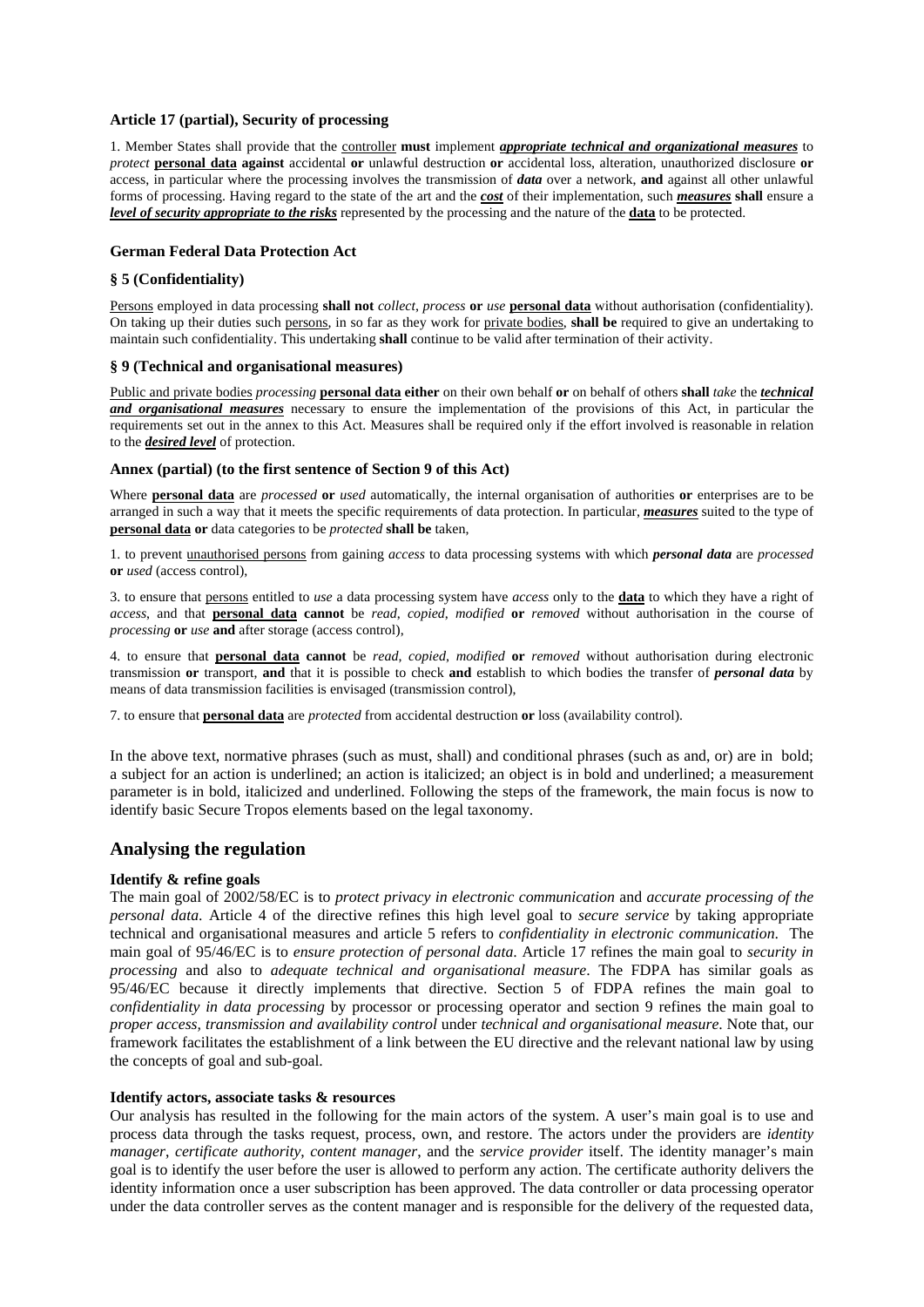**Article 17 (partial), Security of processing**

1. Member States shall provide that the <u>controller</u> **must** implement ***<u>appropriate technical and organizational measures</u>*** to *protect* **<u>personal data</u>** **against** accidental **or** unlawful destruction **or** accidental loss, alteration, unauthorized disclosure **or** access, in particular where the processing involves the transmission of ***data*** over a network, **and** against all other unlawful forms of processing. Having regard to the state of the art and the ***<u>cost</u>*** of their implementation, such ***<u>measures</u>*** **shall** ensure a ***<u>level of security appropriate to the risks</u>*** represented by the processing and the nature of the **<u>data</u>** to be protected.

**German Federal Data Protection Act**

**§ 5 (Confidentiality)**

<u>Persons</u> employed in data processing **shall not** *collect*, *process* **or** *use* **<u>personal data</u>** without authorisation (confidentiality). On taking up their duties such <u>persons</u>, in so far as they work for <u>private bodies</u>, **shall be** required to give an undertaking to maintain such confidentiality. This undertaking **shall** continue to be valid after termination of their activity.

**§ 9 (Technical and organisational measures)**

<u>Public and private bodies</u> *processing* **<u>personal data</u>** **either** on their own behalf **or** on behalf of others **shall** *take* the ***<u>technical and organisational measures</u>*** necessary to ensure the implementation of the provisions of this Act, in particular the requirements set out in the annex to this Act. Measures shall be required only if the effort involved is reasonable in relation to the ***<u>desired level</u>*** of protection.

**Annex (partial) (to the first sentence of Section 9 of this Act)**

Where **<u>personal data</u>** are *processed* **or** *used* automatically, the internal organisation of authorities **or** enterprises are to be arranged in such a way that it meets the specific requirements of data protection. In particular, ***<u>measures</u>*** suited to the type of **<u>personal data</u>** **or** data categories to be *protected* **shall be** taken,

1. to prevent <u>unauthorised persons</u> from gaining *access* to data processing systems with which ***personal data*** are *processed* **or** *used* (access control),

3. to ensure that <u>persons</u> entitled to *use* a data processing system have *access* only to the **<u>data</u>** to which they have a right of *access*, and that **<u>personal data</u>** **cannot** be *read*, *copied*, *modified* **or** *removed* without authorisation in the course of *processing* **or** *use* **and** after storage (access control),

4. to ensure that **<u>personal data</u>** **cannot** be *read*, *copied*, *modified* **or** *removed* without authorisation during electronic transmission **or** transport, **and** that it is possible to check **and** establish to which bodies the transfer of ***personal data*** by means of data transmission facilities is envisaged (transmission control),

7. to ensure that **<u>personal data</u>** are *protected* from accidental destruction **or** loss (availability control).

In the above text, normative phrases (such as must, shall) and conditional phrases (such as and, or) are in bold; a subject for an action is underlined; an action is italicized; an object is in bold and underlined; a measurement parameter is in bold, italicized and underlined. Following the steps of the framework, the main focus is now to identify basic Secure Tropos elements based on the legal taxonomy.

## Analysing the regulation

**Identify & refine goals**

The main goal of 2002/58/EC is to *protect privacy in electronic communication* and *accurate processing of the personal data*. Article 4 of the directive refines this high level goal to *secure service* by taking appropriate technical and organisational measures and article 5 refers to *confidentiality in electronic communication*. The main goal of 95/46/EC is to *ensure protection of personal data*. Article 17 refines the main goal to *security in processing* and also to *adequate technical and organisational measure*. The FDPA has similar goals as 95/46/EC because it directly implements that directive. Section 5 of FDPA refines the main goal to *confidentiality in data processing* by processor or processing operator and section 9 refines the main goal to *proper access, transmission and availability control* under *technical and organisational measure*. Note that, our framework facilitates the establishment of a link between the EU directive and the relevant national law by using the concepts of goal and sub-goal.

**Identify actors, associate tasks & resources**

Our analysis has resulted in the following for the main actors of the system. A user's main goal is to use and process data through the tasks request, process, own, and restore. The actors under the providers are *identity manager*, *certificate authority*, *content manager*, and the *service provider* itself. The identity manager's main goal is to identify the user before the user is allowed to perform any action. The certificate authority delivers the identity information once a user subscription has been approved. The data controller or data processing operator under the data controller serves as the content manager and is responsible for the delivery of the requested data,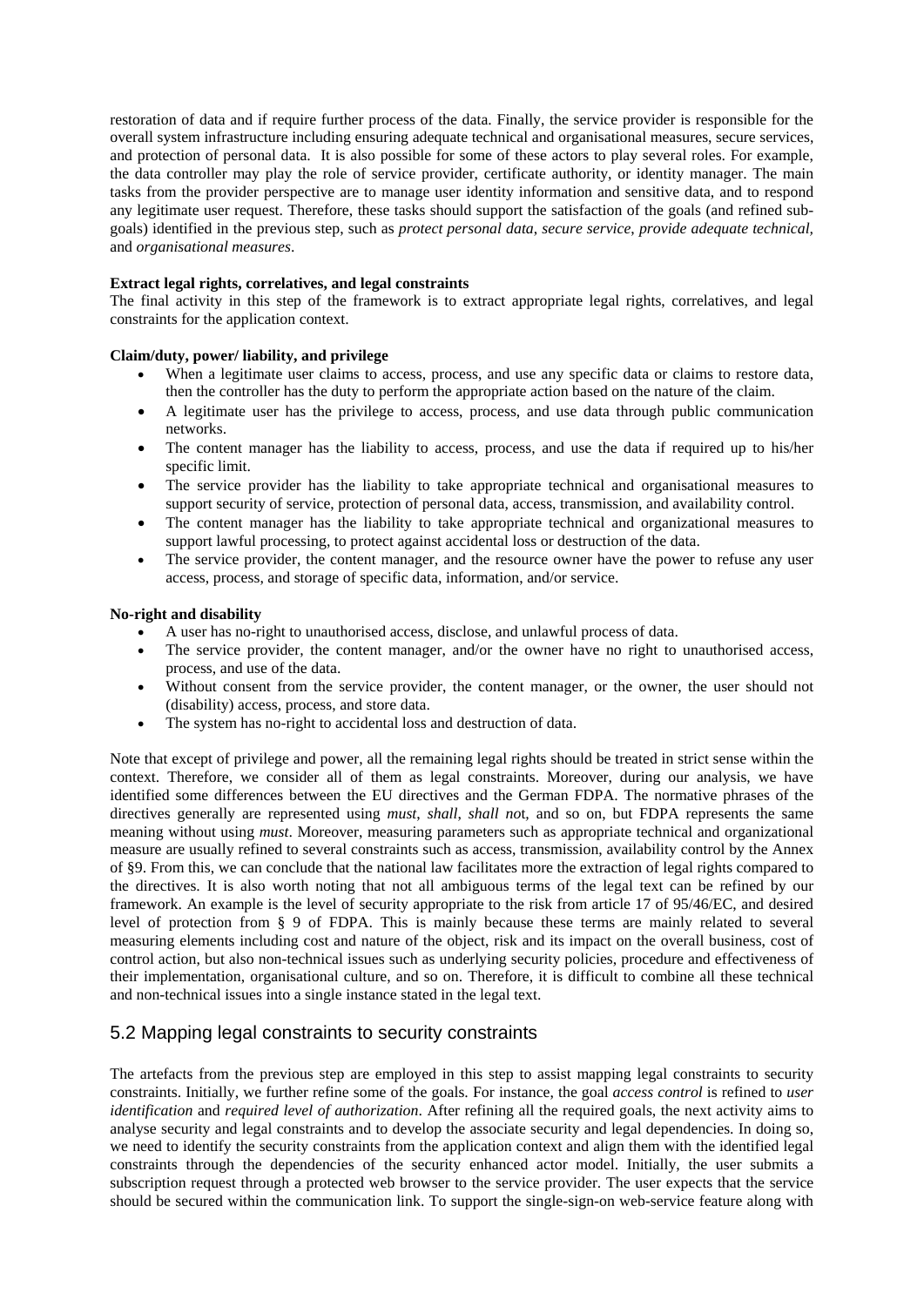restoration of data and if require further process of the data. Finally, the service provider is responsible for the overall system infrastructure including ensuring adequate technical and organisational measures, secure services, and protection of personal data. It is also possible for some of these actors to play several roles. For example, the data controller may play the role of service provider, certificate authority, or identity manager. The main tasks from the provider perspective are to manage user identity information and sensitive data, and to respond any legitimate user request. Therefore, these tasks should support the satisfaction of the goals (and refined sub-goals) identified in the previous step, such as *protect personal data*, *secure service*, *provide adequate technical,* and *organisational measures*.

**Extract legal rights, correlatives, and legal constraints**

The final activity in this step of the framework is to extract appropriate legal rights, correlatives, and legal constraints for the application context.

**Claim/duty, power/ liability, and privilege**

- When a legitimate user claims to access, process, and use any specific data or claims to restore data, then the controller has the duty to perform the appropriate action based on the nature of the claim.
- A legitimate user has the privilege to access, process, and use data through public communication networks.
- The content manager has the liability to access, process, and use the data if required up to his/her specific limit.
- The service provider has the liability to take appropriate technical and organisational measures to support security of service, protection of personal data, access, transmission, and availability control.
- The content manager has the liability to take appropriate technical and organizational measures to support lawful processing, to protect against accidental loss or destruction of the data.
- The service provider, the content manager, and the resource owner have the power to refuse any user access, process, and storage of specific data, information, and/or service.

**No-right and disability**

- A user has no-right to unauthorised access, disclose, and unlawful process of data.
- The service provider, the content manager, and/or the owner have no right to unauthorised access, process, and use of the data.
- Without consent from the service provider, the content manager, or the owner, the user should not (disability) access, process, and store data.
- The system has no-right to accidental loss and destruction of data.

Note that except of privilege and power, all the remaining legal rights should be treated in strict sense within the context. Therefore, we consider all of them as legal constraints. Moreover, during our analysis, we have identified some differences between the EU directives and the German FDPA. The normative phrases of the directives generally are represented using *must*, *shall*, *shall not*, and so on, but FDPA represents the same meaning without using *must*. Moreover, measuring parameters such as appropriate technical and organizational measure are usually refined to several constraints such as access, transmission, availability control by the Annex of §9. From this, we can conclude that the national law facilitates more the extraction of legal rights compared to the directives. It is also worth noting that not all ambiguous terms of the legal text can be refined by our framework. An example is the level of security appropriate to the risk from article 17 of 95/46/EC, and desired level of protection from § 9 of FDPA. This is mainly because these terms are mainly related to several measuring elements including cost and nature of the object, risk and its impact on the overall business, cost of control action, but also non-technical issues such as underlying security policies, procedure and effectiveness of their implementation, organisational culture, and so on. Therefore, it is difficult to combine all these technical and non-technical issues into a single instance stated in the legal text.

## 5.2 Mapping legal constraints to security constraints

The artefacts from the previous step are employed in this step to assist mapping legal constraints to security constraints. Initially, we further refine some of the goals. For instance, the goal *access control* is refined to *user identification* and *required level of authorization*. After refining all the required goals, the next activity aims to analyse security and legal constraints and to develop the associate security and legal dependencies. In doing so, we need to identify the security constraints from the application context and align them with the identified legal constraints through the dependencies of the security enhanced actor model. Initially, the user submits a subscription request through a protected web browser to the service provider. The user expects that the service should be secured within the communication link. To support the single-sign-on web-service feature along with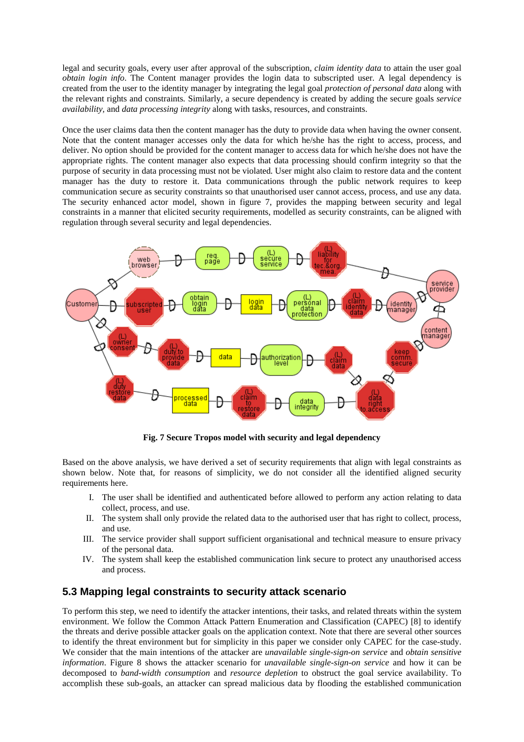legal and security goals, every user after approval of the subscription, *claim identity data* to attain the user goal *obtain login info*. The Content manager provides the login data to subscripted user. A legal dependency is created from the user to the identity manager by integrating the legal goal *protection of personal data* along with the relevant rights and constraints. Similarly, a secure dependency is created by adding the secure goals *service availability*, and *data processing integrity* along with tasks, resources, and constraints.

Once the user claims data then the content manager has the duty to provide data when having the owner consent. Note that the content manager accesses only the data for which he/she has the right to access, process, and deliver. No option should be provided for the content manager to access data for which he/she does not have the appropriate rights. The content manager also expects that data processing should confirm integrity so that the purpose of security in data processing must not be violated. User might also claim to restore data and the content manager has the duty to restore it. Data communications through the public network requires to keep communication secure as security constraints so that unauthorised user cannot access, process, and use any data. The security enhanced actor model, shown in figure 7, provides the mapping between security and legal constraints in a manner that elicited security requirements, modelled as security constraints, can be aligned with regulation through several security and legal dependencies.

**Fig. 7 Secure Tropos model with security and legal dependency**

Based on the above analysis, we have derived a set of security requirements that align with legal constraints as shown below. Note that, for reasons of simplicity, we do not consider all the identified aligned security requirements here.

I. The user shall be identified and authenticated before allowed to perform any action relating to data collect, process, and use.
II. The system shall only provide the related data to the authorised user that has right to collect, process, and use.
III. The service provider shall support sufficient organisational and technical measure to ensure privacy of the personal data.
IV. The system shall keep the established communication link secure to protect any unauthorised access and process.

## 5.3 Mapping legal constraints to security attack scenario

To perform this step, we need to identify the attacker intentions, their tasks, and related threats within the system environment. We follow the Common Attack Pattern Enumeration and Classification (CAPEC) [8] to identify the threats and derive possible attacker goals on the application context. Note that there are several other sources to identify the threat environment but for simplicity in this paper we consider only CAPEC for the case-study. We consider that the main intentions of the attacker are *unavailable single-sign-on service* and *obtain sensitive information*. Figure 8 shows the attacker scenario for *unavailable single-sign-on service* and how it can be decomposed to *band-width consumption* and *resource depletion* to obstruct the goal service availability. To accomplish these sub-goals, an attacker can spread malicious data by flooding the established communication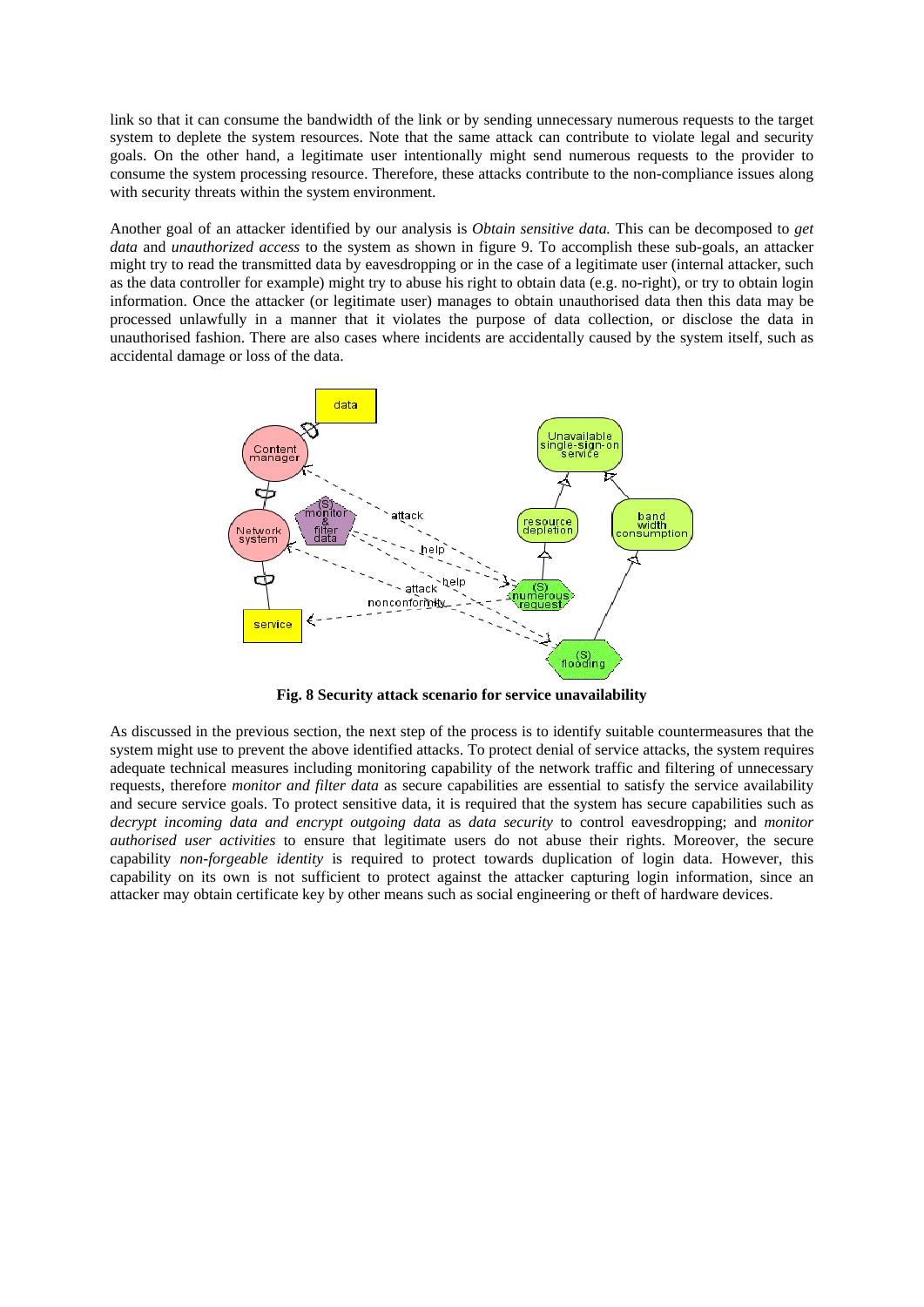link so that it can consume the bandwidth of the link or by sending unnecessary numerous requests to the target system to deplete the system resources. Note that the same attack can contribute to violate legal and security goals. On the other hand, a legitimate user intentionally might send numerous requests to the provider to consume the system processing resource. Therefore, these attacks contribute to the non-compliance issues along with security threats within the system environment.

Another goal of an attacker identified by our analysis is *Obtain sensitive data.* This can be decomposed to *get data* and *unauthorized access* to the system as shown in figure 9. To accomplish these sub-goals, an attacker might try to read the transmitted data by eavesdropping or in the case of a legitimate user (internal attacker, such as the data controller for example) might try to abuse his right to obtain data (e.g. no-right), or try to obtain login information. Once the attacker (or legitimate user) manages to obtain unauthorised data then this data may be processed unlawfully in a manner that it violates the purpose of data collection, or disclose the data in unauthorised fashion. There are also cases where incidents are accidentally caused by the system itself, such as accidental damage or loss of the data.

data
Content manager
Network system
service
(S) monitor & filter data
attack
help
help
attack
nonconformity
Unavailable single-sign-on service
resource depletion
band width consumption
(S) numerous request
(S) flooding

**Fig. 8 Security attack scenario for service unavailability**

As discussed in the previous section, the next step of the process is to identify suitable countermeasures that the system might use to prevent the above identified attacks. To protect denial of service attacks, the system requires adequate technical measures including monitoring capability of the network traffic and filtering of unnecessary requests, therefore *monitor and filter data* as secure capabilities are essential to satisfy the service availability and secure service goals. To protect sensitive data, it is required that the system has secure capabilities such as *decrypt incoming data and encrypt outgoing data* as *data security* to control eavesdropping; and *monitor authorised user activities* to ensure that legitimate users do not abuse their rights. Moreover, the secure capability *non-forgeable identity* is required to protect towards duplication of login data. However, this capability on its own is not sufficient to protect against the attacker capturing login information, since an attacker may obtain certificate key by other means such as social engineering or theft of hardware devices.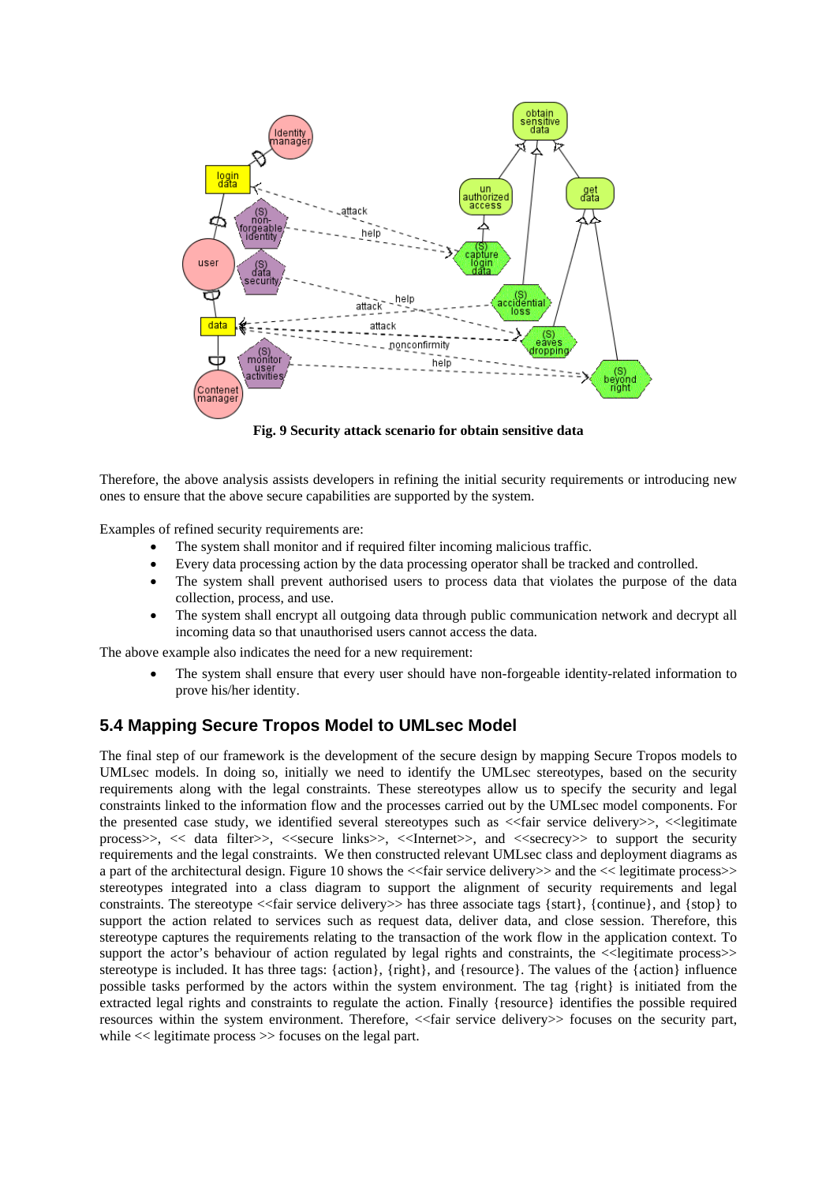Fig. 9 Security attack scenario for obtain sensitive data

Therefore, the above analysis assists developers in refining the initial security requirements or introducing new ones to ensure that the above secure capabilities are supported by the system.

Examples of refined security requirements are:

- The system shall monitor and if required filter incoming malicious traffic.
- Every data processing action by the data processing operator shall be tracked and controlled.
- The system shall prevent authorised users to process data that violates the purpose of the data collection, process, and use.
- The system shall encrypt all outgoing data through public communication network and decrypt all incoming data so that unauthorised users cannot access the data.

The above example also indicates the need for a new requirement:

- The system shall ensure that every user should have non-forgeable identity-related information to prove his/her identity.

## 5.4 Mapping Secure Tropos Model to UMLsec Model

The final step of our framework is the development of the secure design by mapping Secure Tropos models to UMLsec models. In doing so, initially we need to identify the UMLsec stereotypes, based on the security requirements along with the legal constraints. These stereotypes allow us to specify the security and legal constraints linked to the information flow and the processes carried out by the UMLsec model components. For the presented case study, we identified several stereotypes such as <<fair service delivery>>, <<legitimate process>>, << data filter>>, <<secure links>>, <<Internet>>, and <<secrecy>> to support the security requirements and the legal constraints. We then constructed relevant UMLsec class and deployment diagrams as a part of the architectural design. Figure 10 shows the <<fair service delivery>> and the << legitimate process>> stereotypes integrated into a class diagram to support the alignment of security requirements and legal constraints. The stereotype <<fair service delivery>> has three associate tags {start}, {continue}, and {stop} to support the action related to services such as request data, deliver data, and close session. Therefore, this stereotype captures the requirements relating to the transaction of the work flow in the application context. To support the actor's behaviour of action regulated by legal rights and constraints, the <<legitimate process>> stereotype is included. It has three tags: {action}, {right}, and {resource}. The values of the {action} influence possible tasks performed by the actors within the system environment. The tag {right} is initiated from the extracted legal rights and constraints to regulate the action. Finally {resource} identifies the possible required resources within the system environment. Therefore, <<fair service delivery>> focuses on the security part, while << legitimate process >> focuses on the legal part.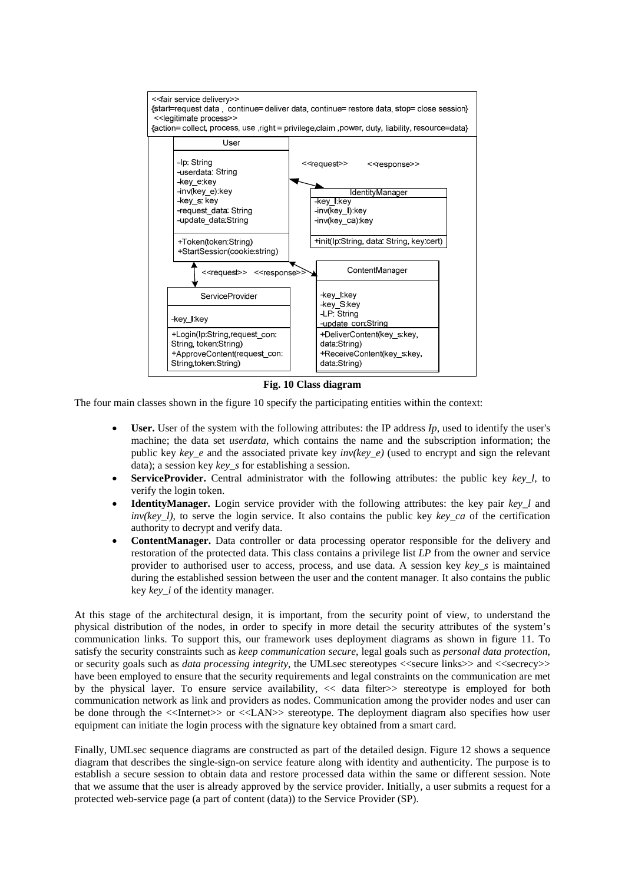**Fig. 10 Class diagram**

The four main classes shown in the figure 10 specify the participating entities within the context:

- **User.** User of the system with the following attributes: the IP address *Ip*, used to identify the user's machine; the data set *userdata*, which contains the name and the subscription information; the public key *key_e* and the associated private key *inv(key_e)* (used to encrypt and sign the relevant data); a session key *key_s* for establishing a session.
- **ServiceProvider.** Central administrator with the following attributes: the public key *key_l*, to verify the login token.
- **IdentityManager.** Login service provider with the following attributes: the key pair *key_l* and *inv(key_l)*, to serve the login service. It also contains the public key *key_ca* of the certification authority to decrypt and verify data.
- **ContentManager.** Data controller or data processing operator responsible for the delivery and restoration of the protected data. This class contains a privilege list *LP* from the owner and service provider to authorised user to access, process, and use data. A session key *key_s* is maintained during the established session between the user and the content manager. It also contains the public key *key_i* of the identity manager.

At this stage of the architectural design, it is important, from the security point of view, to understand the physical distribution of the nodes, in order to specify in more detail the security attributes of the system's communication links. To support this, our framework uses deployment diagrams as shown in figure 11. To satisfy the security constraints such as *keep communication secure*, legal goals such as *personal data protection*, or security goals such as *data processing integrity*, the UMLsec stereotypes <<secure links>> and <<secrecy>> have been employed to ensure that the security requirements and legal constraints on the communication are met by the physical layer. To ensure service availability, << data filter>> stereotype is employed for both communication network as link and providers as nodes. Communication among the provider nodes and user can be done through the <<Internet>> or <<LAN>> stereotype. The deployment diagram also specifies how user equipment can initiate the login process with the signature key obtained from a smart card.

Finally, UMLsec sequence diagrams are constructed as part of the detailed design. Figure 12 shows a sequence diagram that describes the single-sign-on service feature along with identity and authenticity. The purpose is to establish a secure session to obtain data and restore processed data within the same or different session. Note that we assume that the user is already approved by the service provider. Initially, a user submits a request for a protected web-service page (a part of content (data)) to the Service Provider (SP).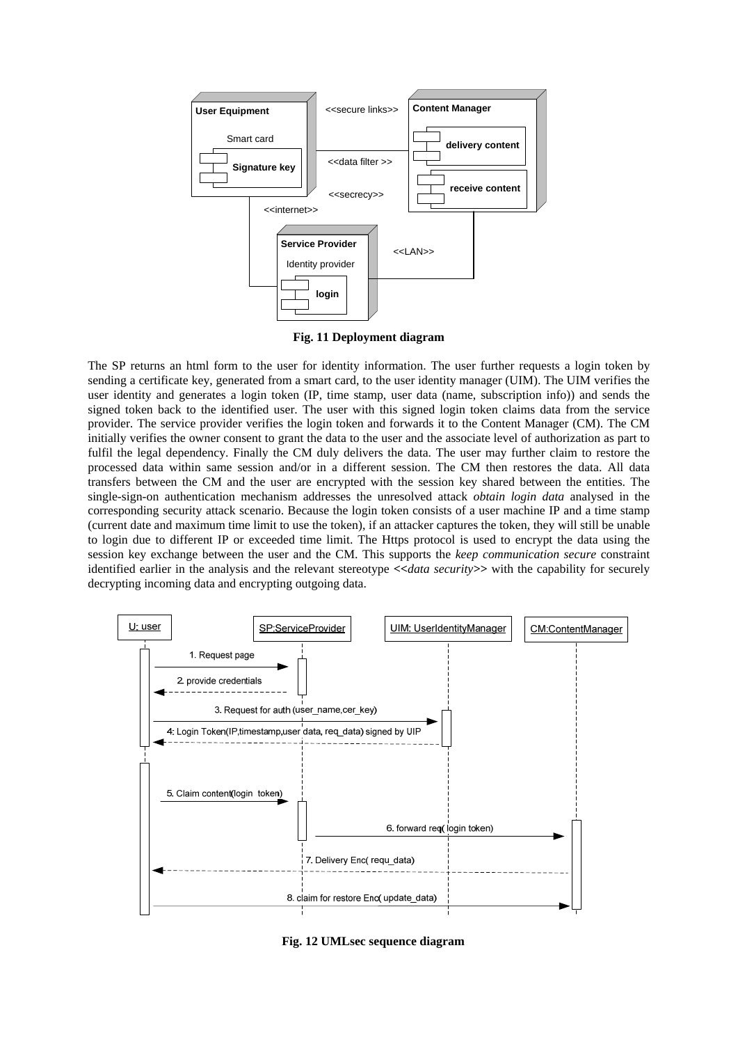**Fig. 11 Deployment diagram**

The SP returns an html form to the user for identity information. The user further requests a login token by sending a certificate key, generated from a smart card, to the user identity manager (UIM). The UIM verifies the user identity and generates a login token (IP, time stamp, user data (name, subscription info)) and sends the signed token back to the identified user. The user with this signed login token claims data from the service provider. The service provider verifies the login token and forwards it to the Content Manager (CM). The CM initially verifies the owner consent to grant the data to the user and the associate level of authorization as part to fulfil the legal dependency. Finally the CM duly delivers the data. The user may further claim to restore the processed data within same session and/or in a different session. The CM then restores the data. All data transfers between the CM and the user are encrypted with the session key shared between the entities. The single-sign-on authentication mechanism addresses the unresolved attack *obtain login data* analysed in the corresponding security attack scenario. Because the login token consists of a user machine IP and a time stamp (current date and maximum time limit to use the token), if an attacker captures the token, they will still be unable to login due to different IP or exceeded time limit. The Https protocol is used to encrypt the data using the session key exchange between the user and the CM. This supports the *keep communication secure* constraint identified earlier in the analysis and the relevant stereotype <<*data security*>> with the capability for securely decrypting incoming data and encrypting outgoing data.

**Fig. 12 UMLsec sequence diagram**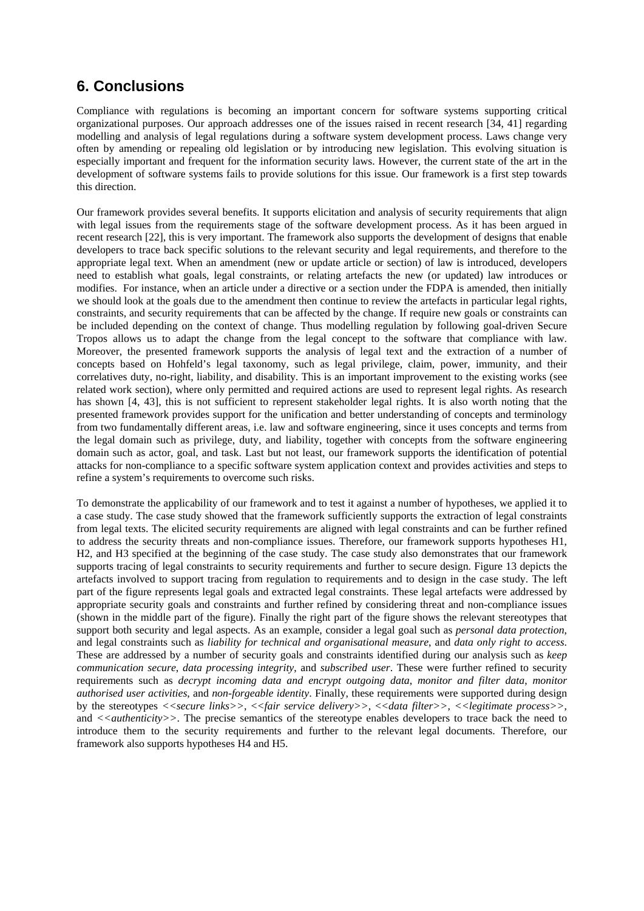## 6. Conclusions

Compliance with regulations is becoming an important concern for software systems supporting critical organizational purposes. Our approach addresses one of the issues raised in recent research [34, 41] regarding modelling and analysis of legal regulations during a software system development process. Laws change very often by amending or repealing old legislation or by introducing new legislation. This evolving situation is especially important and frequent for the information security laws. However, the current state of the art in the development of software systems fails to provide solutions for this issue. Our framework is a first step towards this direction.

Our framework provides several benefits. It supports elicitation and analysis of security requirements that align with legal issues from the requirements stage of the software development process. As it has been argued in recent research [22], this is very important. The framework also supports the development of designs that enable developers to trace back specific solutions to the relevant security and legal requirements, and therefore to the appropriate legal text. When an amendment (new or update article or section) of law is introduced, developers need to establish what goals, legal constraints, or relating artefacts the new (or updated) law introduces or modifies. For instance, when an article under a directive or a section under the FDPA is amended, then initially we should look at the goals due to the amendment then continue to review the artefacts in particular legal rights, constraints, and security requirements that can be affected by the change. If require new goals or constraints can be included depending on the context of change. Thus modelling regulation by following goal-driven Secure Tropos allows us to adapt the change from the legal concept to the software that compliance with law. Moreover, the presented framework supports the analysis of legal text and the extraction of a number of concepts based on Hohfeld's legal taxonomy, such as legal privilege, claim, power, immunity, and their correlatives duty, no-right, liability, and disability. This is an important improvement to the existing works (see related work section), where only permitted and required actions are used to represent legal rights. As research has shown [4, 43], this is not sufficient to represent stakeholder legal rights. It is also worth noting that the presented framework provides support for the unification and better understanding of concepts and terminology from two fundamentally different areas, i.e. law and software engineering, since it uses concepts and terms from the legal domain such as privilege, duty, and liability, together with concepts from the software engineering domain such as actor, goal, and task. Last but not least, our framework supports the identification of potential attacks for non-compliance to a specific software system application context and provides activities and steps to refine a system's requirements to overcome such risks.

To demonstrate the applicability of our framework and to test it against a number of hypotheses, we applied it to a case study. The case study showed that the framework sufficiently supports the extraction of legal constraints from legal texts. The elicited security requirements are aligned with legal constraints and can be further refined to address the security threats and non-compliance issues. Therefore, our framework supports hypotheses H1, H2, and H3 specified at the beginning of the case study. The case study also demonstrates that our framework supports tracing of legal constraints to security requirements and further to secure design. Figure 13 depicts the artefacts involved to support tracing from regulation to requirements and to design in the case study. The left part of the figure represents legal goals and extracted legal constraints. These legal artefacts were addressed by appropriate security goals and constraints and further refined by considering threat and non-compliance issues (shown in the middle part of the figure). Finally the right part of the figure shows the relevant stereotypes that support both security and legal aspects. As an example, consider a legal goal such as *personal data protection*, and legal constraints such as *liability for technical and organisational measure*, and *data only right to access*. These are addressed by a number of security goals and constraints identified during our analysis such as *keep communication secure*, *data processing integrity*, and *subscribed user*. These were further refined to security requirements such as *decrypt incoming data and encrypt outgoing data*, *monitor and filter data*, *monitor authorised user activities*, and *non-forgeable identity*. Finally, these requirements were supported during design by the stereotypes *<<secure links>>*, *<<fair service delivery>>*, *<<data filter>>*, *<<legitimate process>>*, and *<<authenticity>>*. The precise semantics of the stereotype enables developers to trace back the need to introduce them to the security requirements and further to the relevant legal documents. Therefore, our framework also supports hypotheses H4 and H5.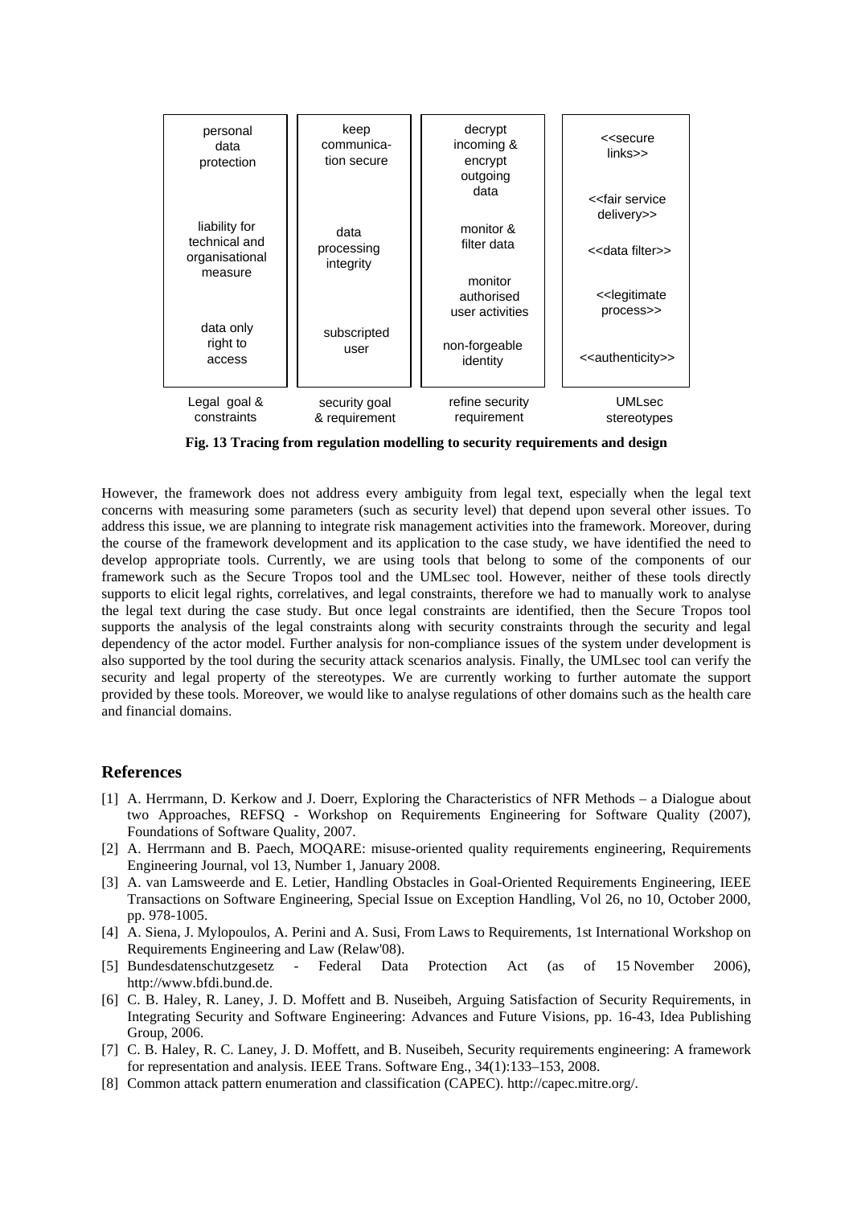personal data protection

liability for technical and organisational measure

data only right to access

Legal goal & constraints

keep communication secure

data processing integrity

subscripted user

security goal & requirement

decrypt incoming & encrypt outgoing data

monitor & filter data

monitor authorised user activities

non-forgeable identity

refine security requirement

<<secure links>>

<<fair service delivery>>

<<data filter>>

<<legitimate process>>

<<authenticity>>

UMLsec stereotypes

**Fig. 13 Tracing from regulation modelling to security requirements and design**

However, the framework does not address every ambiguity from legal text, especially when the legal text concerns with measuring some parameters (such as security level) that depend upon several other issues. To address this issue, we are planning to integrate risk management activities into the framework. Moreover, during the course of the framework development and its application to the case study, we have identified the need to develop appropriate tools. Currently, we are using tools that belong to some of the components of our framework such as the Secure Tropos tool and the UMLsec tool. However, neither of these tools directly supports to elicit legal rights, correlatives, and legal constraints, therefore we had to manually work to analyse the legal text during the case study. But once legal constraints are identified, then the Secure Tropos tool supports the analysis of the legal constraints along with security constraints through the security and legal dependency of the actor model. Further analysis for non-compliance issues of the system under development is also supported by the tool during the security attack scenarios analysis. Finally, the UMLsec tool can verify the security and legal property of the stereotypes. We are currently working to further automate the support provided by these tools. Moreover, we would like to analyse regulations of other domains such as the health care and financial domains.

## References

[1] A. Herrmann, D. Kerkow and J. Doerr, Exploring the Characteristics of NFR Methods – a Dialogue about two Approaches, REFSQ - Workshop on Requirements Engineering for Software Quality (2007), Foundations of Software Quality, 2007.

[2] A. Herrmann and B. Paech, MOQARE: misuse-oriented quality requirements engineering, Requirements Engineering Journal, vol 13, Number 1, January 2008.

[3] A. van Lamsweerde and E. Letier, Handling Obstacles in Goal-Oriented Requirements Engineering, IEEE Transactions on Software Engineering, Special Issue on Exception Handling, Vol 26, no 10, October 2000, pp. 978-1005.

[4] A. Siena, J. Mylopoulos, A. Perini and A. Susi, From Laws to Requirements, 1st International Workshop on Requirements Engineering and Law (Relaw'08).

[5] Bundesdatenschutzgesetz - Federal Data Protection Act (as of 15 November 2006), http://www.bfdi.bund.de.

[6] C. B. Haley, R. Laney, J. D. Moffett and B. Nuseibeh, Arguing Satisfaction of Security Requirements, in Integrating Security and Software Engineering: Advances and Future Visions, pp. 16-43, Idea Publishing Group, 2006.

[7] C. B. Haley, R. C. Laney, J. D. Moffett, and B. Nuseibeh, Security requirements engineering: A framework for representation and analysis. IEEE Trans. Software Eng., 34(1):133–153, 2008.

[8] Common attack pattern enumeration and classification (CAPEC). http://capec.mitre.org/.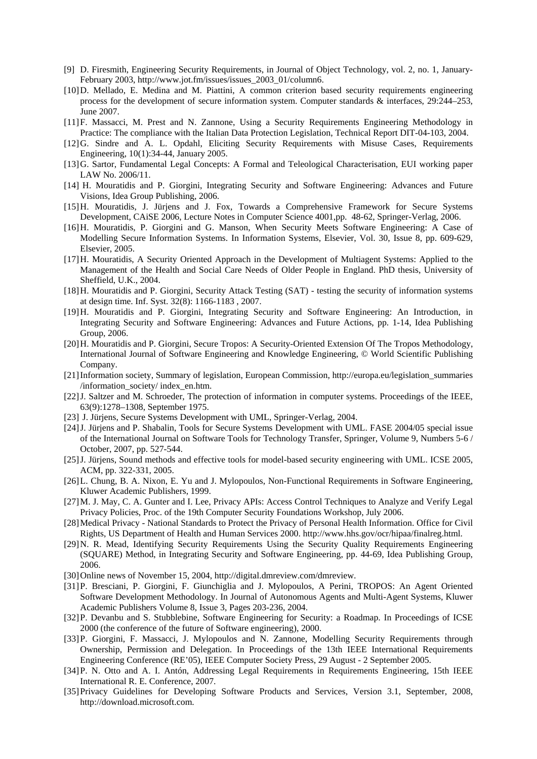[9] D. Firesmith, Engineering Security Requirements, in Journal of Object Technology, vol. 2, no. 1, January-February 2003, http://www.jot.fm/issues/issues_2003_01/column6.

[10] D. Mellado, E. Medina and M. Piattini, A common criterion based security requirements engineering process for the development of secure information system. Computer standards & interfaces, 29:244–253, June 2007.

[11] F. Massacci, M. Prest and N. Zannone, Using a Security Requirements Engineering Methodology in Practice: The compliance with the Italian Data Protection Legislation, Technical Report DIT-04-103, 2004.

[12] G. Sindre and A. L. Opdahl, Eliciting Security Requirements with Misuse Cases, Requirements Engineering, 10(1):34-44, January 2005.

[13] G. Sartor, Fundamental Legal Concepts: A Formal and Teleological Characterisation, EUI working paper LAW No. 2006/11.

[14] H. Mouratidis and P. Giorgini, Integrating Security and Software Engineering: Advances and Future Visions, Idea Group Publishing, 2006.

[15] H. Mouratidis, J. Jürjens and J. Fox, Towards a Comprehensive Framework for Secure Systems Development, CAiSE 2006, Lecture Notes in Computer Science 4001,pp. 48-62, Springer-Verlag, 2006.

[16] H. Mouratidis, P. Giorgini and G. Manson, When Security Meets Software Engineering: A Case of Modelling Secure Information Systems. In Information Systems, Elsevier, Vol. 30, Issue 8, pp. 609-629, Elsevier, 2005.

[17] H. Mouratidis, A Security Oriented Approach in the Development of Multiagent Systems: Applied to the Management of the Health and Social Care Needs of Older People in England. PhD thesis, University of Sheffield, U.K., 2004.

[18] H. Mouratidis and P. Giorgini, Security Attack Testing (SAT) - testing the security of information systems at design time. Inf. Syst. 32(8): 1166-1183 , 2007.

[19] H. Mouratidis and P. Giorgini, Integrating Security and Software Engineering: An Introduction, in Integrating Security and Software Engineering: Advances and Future Actions, pp. 1-14, Idea Publishing Group, 2006.

[20] H. Mouratidis and P. Giorgini, Secure Tropos: A Security-Oriented Extension Of The Tropos Methodology, International Journal of Software Engineering and Knowledge Engineering, © World Scientific Publishing Company.

[21] Information society, Summary of legislation, European Commission, http://europa.eu/legislation_summaries /information_society/ index_en.htm.

[22] J. Saltzer and M. Schroeder, The protection of information in computer systems. Proceedings of the IEEE, 63(9):1278–1308, September 1975.

[23] J. Jürjens, Secure Systems Development with UML, Springer-Verlag, 2004.

[24] J. Jürjens and P. Shabalin, Tools for Secure Systems Development with UML. FASE 2004/05 special issue of the International Journal on Software Tools for Technology Transfer, Springer, Volume 9, Numbers 5-6 / October, 2007, pp. 527-544.

[25] J. Jürjens, Sound methods and effective tools for model-based security engineering with UML. ICSE 2005, ACM, pp. 322-331, 2005.

[26] L. Chung, B. A. Nixon, E. Yu and J. Mylopoulos, Non-Functional Requirements in Software Engineering, Kluwer Academic Publishers, 1999.

[27] M. J. May, C. A. Gunter and I. Lee, Privacy APIs: Access Control Techniques to Analyze and Verify Legal Privacy Policies, Proc. of the 19th Computer Security Foundations Workshop, July 2006.

[28] Medical Privacy - National Standards to Protect the Privacy of Personal Health Information. Office for Civil Rights, US Department of Health and Human Services 2000. http://www.hhs.gov/ocr/hipaa/finalreg.html.

[29] N. R. Mead, Identifying Security Requirements Using the Security Quality Requirements Engineering (SQUARE) Method, in Integrating Security and Software Engineering, pp. 44-69, Idea Publishing Group, 2006.

[30] Online news of November 15, 2004, http://digital.dmreview.com/dmreview.

[31] P. Bresciani, P. Giorgini, F. Giunchiglia and J. Mylopoulos, A Perini, TROPOS: An Agent Oriented Software Development Methodology. In Journal of Autonomous Agents and Multi-Agent Systems, Kluwer Academic Publishers Volume 8, Issue 3, Pages 203-236, 2004.

[32] P. Devanbu and S. Stubblebine, Software Engineering for Security: a Roadmap. In Proceedings of ICSE 2000 (the conference of the future of Software engineering), 2000.

[33] P. Giorgini, F. Massacci, J. Mylopoulos and N. Zannone, Modelling Security Requirements through Ownership, Permission and Delegation. In Proceedings of the 13th IEEE International Requirements Engineering Conference (RE'05), IEEE Computer Society Press, 29 August - 2 September 2005.

[34] P. N. Otto and A. I. Antón, Addressing Legal Requirements in Requirements Engineering, 15th IEEE International R. E. Conference, 2007.

[35] Privacy Guidelines for Developing Software Products and Services, Version 3.1, September, 2008, http://download.microsoft.com.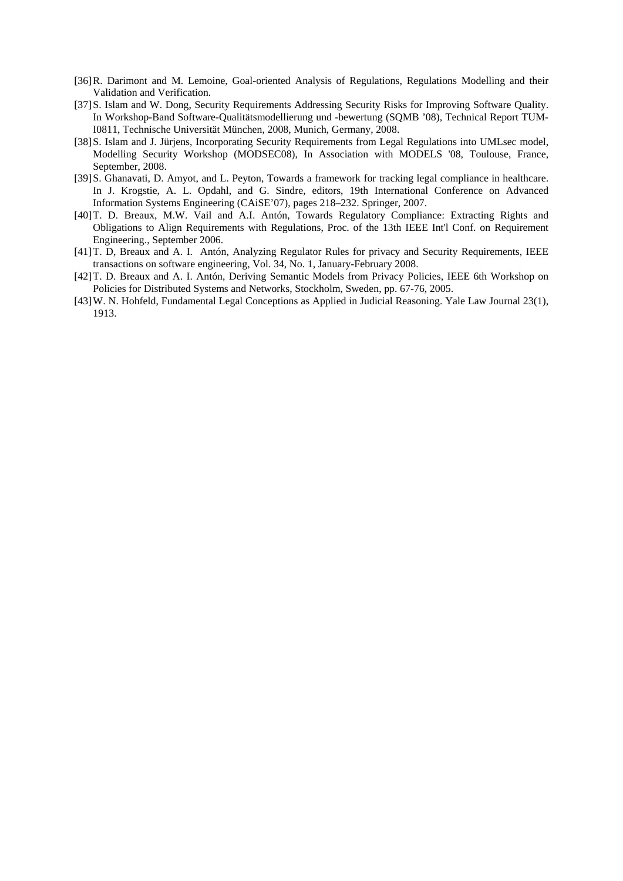[36] R. Darimont and M. Lemoine, Goal-oriented Analysis of Regulations, Regulations Modelling and their Validation and Verification.

[37] S. Islam and W. Dong, Security Requirements Addressing Security Risks for Improving Software Quality. In Workshop-Band Software-Qualitätsmodellierung und -bewertung (SQMB '08), Technical Report TUM-I0811, Technische Universität München, 2008, Munich, Germany, 2008.

[38] S. Islam and J. Jürjens, Incorporating Security Requirements from Legal Regulations into UMLsec model, Modelling Security Workshop (MODSEC08), In Association with MODELS '08, Toulouse, France, September, 2008.

[39] S. Ghanavati, D. Amyot, and L. Peyton, Towards a framework for tracking legal compliance in healthcare. In J. Krogstie, A. L. Opdahl, and G. Sindre, editors, 19th International Conference on Advanced Information Systems Engineering (CAiSE'07), pages 218–232. Springer, 2007.

[40] T. D. Breaux, M.W. Vail and A.I. Antón, Towards Regulatory Compliance: Extracting Rights and Obligations to Align Requirements with Regulations, Proc. of the 13th IEEE Int'l Conf. on Requirement Engineering., September 2006.

[41] T. D, Breaux and A. I. Antón, Analyzing Regulator Rules for privacy and Security Requirements, IEEE transactions on software engineering, Vol. 34, No. 1, January-February 2008.

[42] T. D. Breaux and A. I. Antón, Deriving Semantic Models from Privacy Policies, IEEE 6th Workshop on Policies for Distributed Systems and Networks, Stockholm, Sweden, pp. 67-76, 2005.

[43] W. N. Hohfeld, Fundamental Legal Conceptions as Applied in Judicial Reasoning. Yale Law Journal 23(1), 1913.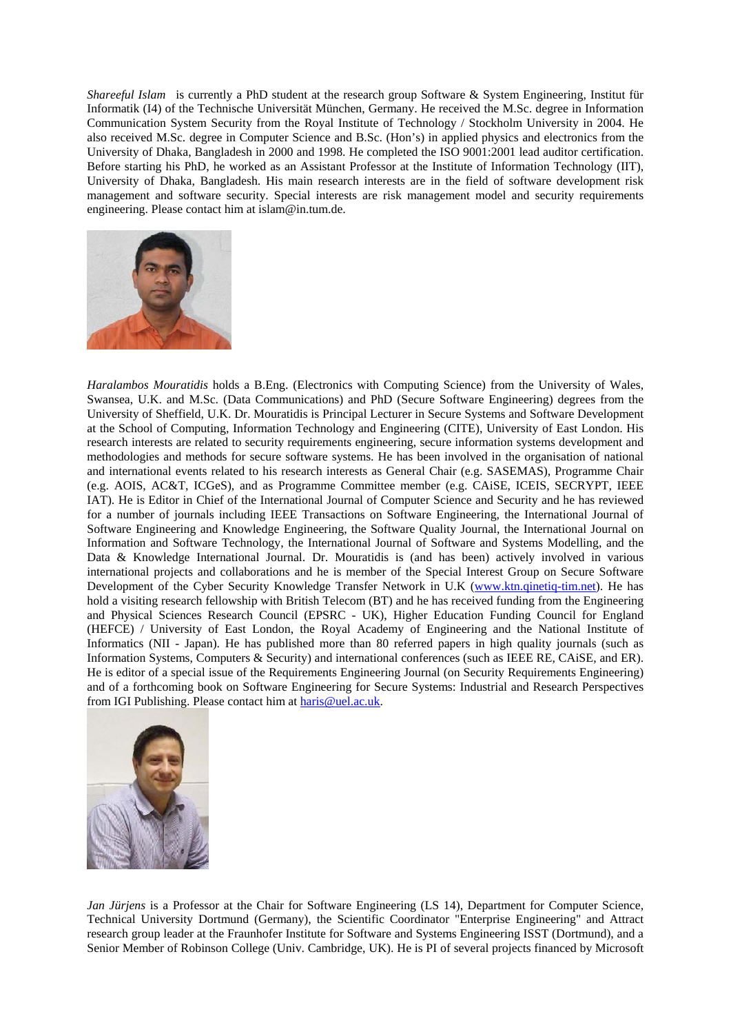*Shareeful Islam* is currently a PhD student at the research group Software & System Engineering, Institut für Informatik (I4) of the Technische Universität München, Germany. He received the M.Sc. degree in Information Communication System Security from the Royal Institute of Technology / Stockholm University in 2004. He also received M.Sc. degree in Computer Science and B.Sc. (Hon's) in applied physics and electronics from the University of Dhaka, Bangladesh in 2000 and 1998. He completed the ISO 9001:2001 lead auditor certification. Before starting his PhD, he worked as an Assistant Professor at the Institute of Information Technology (IIT), University of Dhaka, Bangladesh. His main research interests are in the field of software development risk management and software security. Special interests are risk management model and security requirements engineering. Please contact him at islam@in.tum.de.

*Haralambos Mouratidis* holds a B.Eng. (Electronics with Computing Science) from the University of Wales, Swansea, U.K. and M.Sc. (Data Communications) and PhD (Secure Software Engineering) degrees from the University of Sheffield, U.K. Dr. Mouratidis is Principal Lecturer in Secure Systems and Software Development at the School of Computing, Information Technology and Engineering (CITE), University of East London. His research interests are related to security requirements engineering, secure information systems development and methodologies and methods for secure software systems. He has been involved in the organisation of national and international events related to his research interests as General Chair (e.g. SASEMAS), Programme Chair (e.g. AOIS, AC&T, ICGeS), and as Programme Committee member (e.g. CAiSE, ICEIS, SECRYPT, IEEE IAT). He is Editor in Chief of the International Journal of Computer Science and Security and he has reviewed for a number of journals including IEEE Transactions on Software Engineering, the International Journal of Software Engineering and Knowledge Engineering, the Software Quality Journal, the International Journal on Information and Software Technology, the International Journal of Software and Systems Modelling, and the Data & Knowledge International Journal. Dr. Mouratidis is (and has been) actively involved in various international projects and collaborations and he is member of the Special Interest Group on Secure Software Development of the Cyber Security Knowledge Transfer Network in U.K (www.ktn.qinetiq-tim.net). He has hold a visiting research fellowship with British Telecom (BT) and he has received funding from the Engineering and Physical Sciences Research Council (EPSRC - UK), Higher Education Funding Council for England (HEFCE) / University of East London, the Royal Academy of Engineering and the National Institute of Informatics (NII - Japan). He has published more than 80 referred papers in high quality journals (such as Information Systems, Computers & Security) and international conferences (such as IEEE RE, CAiSE, and ER). He is editor of a special issue of the Requirements Engineering Journal (on Security Requirements Engineering) and of a forthcoming book on Software Engineering for Secure Systems: Industrial and Research Perspectives from IGI Publishing. Please contact him at haris@uel.ac.uk.

*Jan Jürjens* is a Professor at the Chair for Software Engineering (LS 14), Department for Computer Science, Technical University Dortmund (Germany), the Scientific Coordinator "Enterprise Engineering" and Attract research group leader at the Fraunhofer Institute for Software and Systems Engineering ISST (Dortmund), and a Senior Member of Robinson College (Univ. Cambridge, UK). He is PI of several projects financed by Microsoft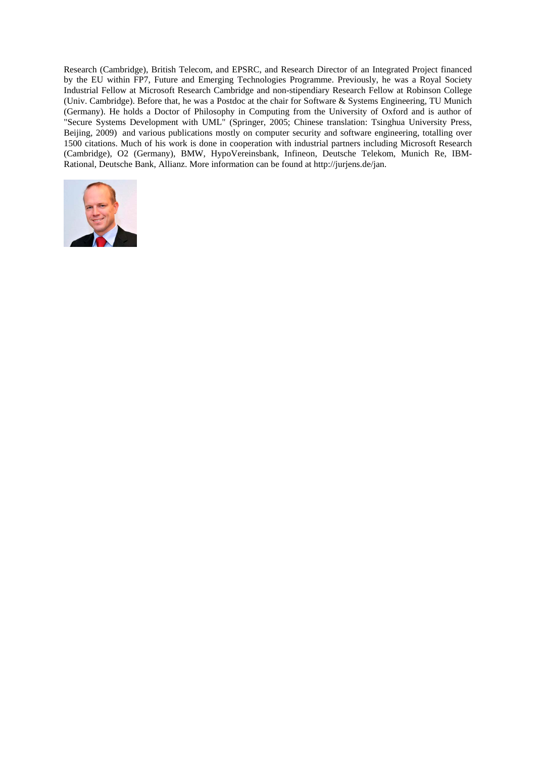Research (Cambridge), British Telecom, and EPSRC, and Research Director of an Integrated Project financed by the EU within FP7, Future and Emerging Technologies Programme. Previously, he was a Royal Society Industrial Fellow at Microsoft Research Cambridge and non-stipendiary Research Fellow at Robinson College (Univ. Cambridge). Before that, he was a Postdoc at the chair for Software & Systems Engineering, TU Munich (Germany). He holds a Doctor of Philosophy in Computing from the University of Oxford and is author of "Secure Systems Development with UML" (Springer, 2005; Chinese translation: Tsinghua University Press, Beijing, 2009) and various publications mostly on computer security and software engineering, totalling over 1500 citations. Much of his work is done in cooperation with industrial partners including Microsoft Research (Cambridge), O2 (Germany), BMW, HypoVereinsbank, Infineon, Deutsche Telekom, Munich Re, IBM-Rational, Deutsche Bank, Allianz. More information can be found at http://jurjens.de/jan.